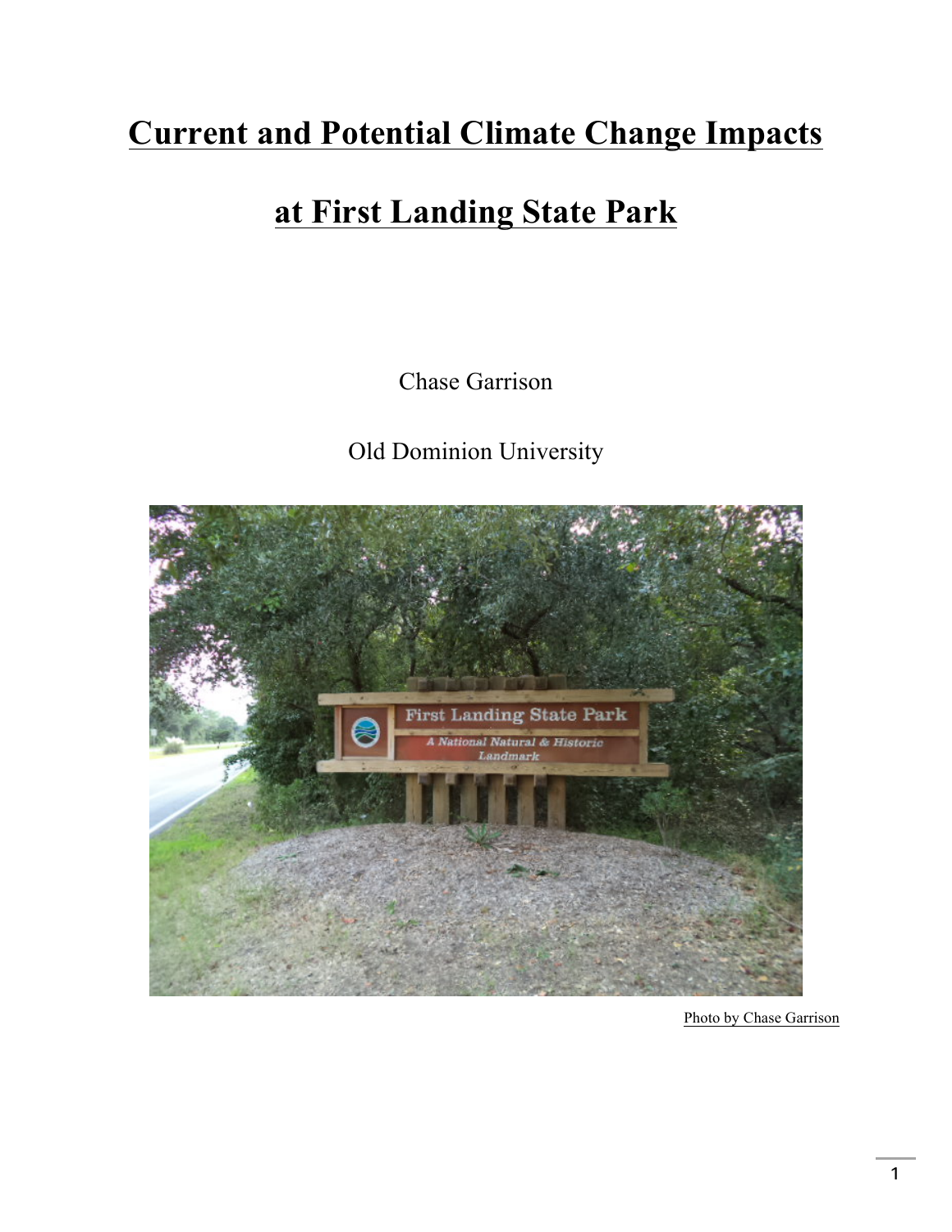# Current and Potential Climate Change Impacts at First Landing State Park

Chase Garrison

Old Dominion University

Photo by Chase Garrison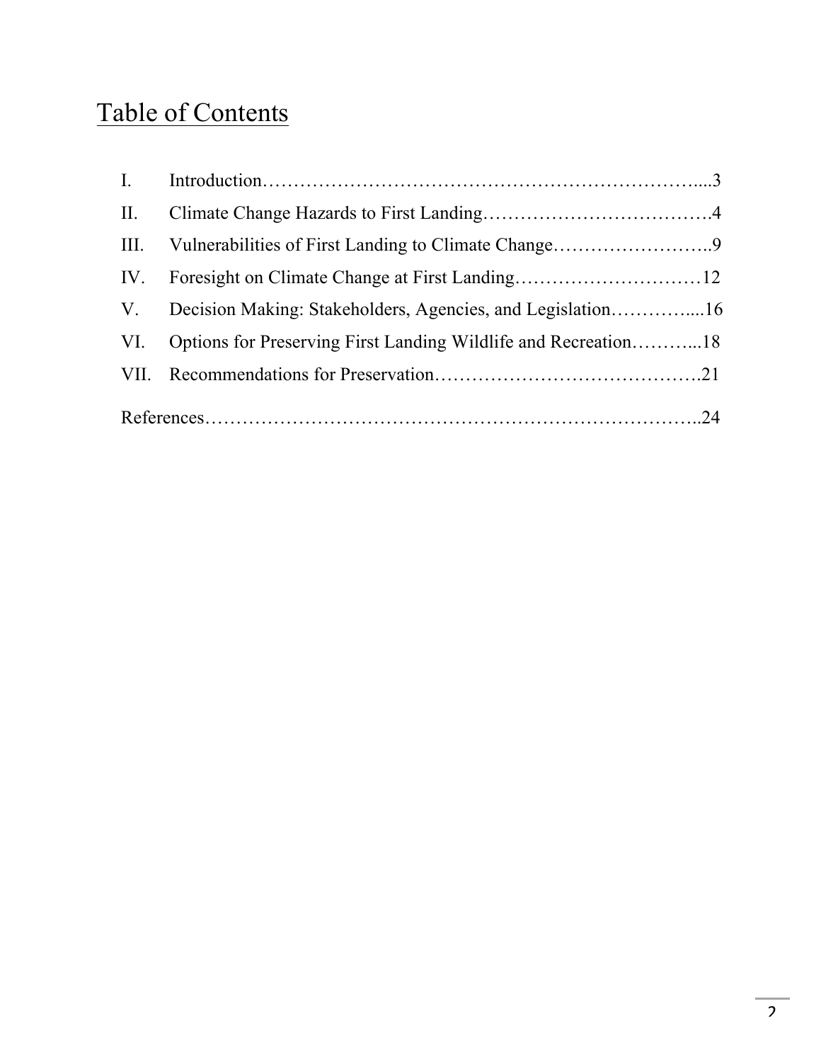# Table of Contents

I. Introduction....3

II. Climate Change Hazards to First Landing....4

III. Vulnerabilities of First Landing to Climate Change....9

IV. Foresight on Climate Change at First Landing....12

V. Decision Making: Stakeholders, Agencies, and Legislation....16

VI. Options for Preserving First Landing Wildlife and Recreation....18

VII. Recommendations for Preservation....21

References....24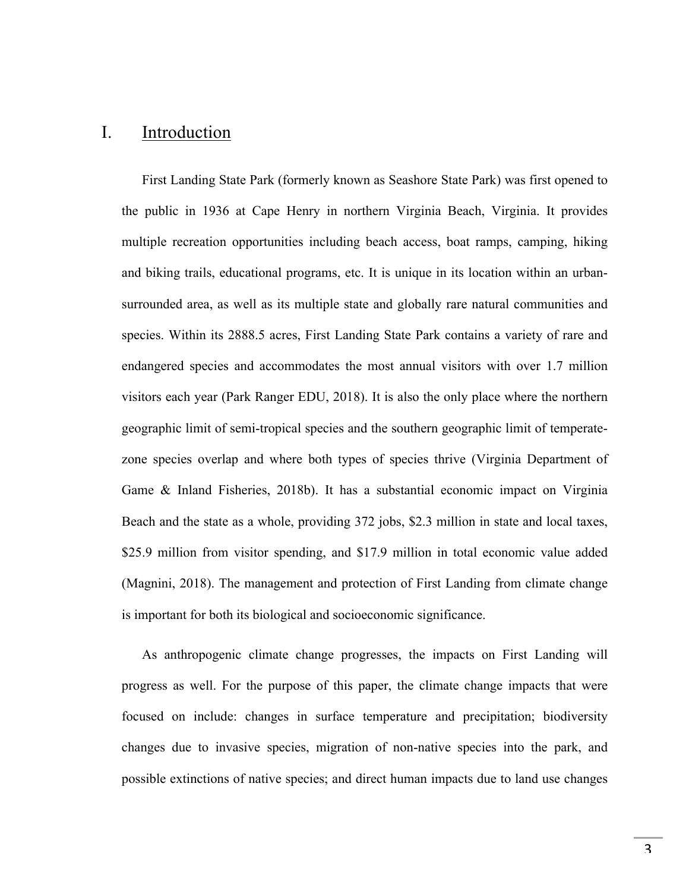# I. Introduction

First Landing State Park (formerly known as Seashore State Park) was first opened to the public in 1936 at Cape Henry in northern Virginia Beach, Virginia. It provides multiple recreation opportunities including beach access, boat ramps, camping, hiking and biking trails, educational programs, etc. It is unique in its location within an urban-surrounded area, as well as its multiple state and globally rare natural communities and species. Within its 2888.5 acres, First Landing State Park contains a variety of rare and endangered species and accommodates the most annual visitors with over 1.7 million visitors each year (Park Ranger EDU, 2018). It is also the only place where the northern geographic limit of semi-tropical species and the southern geographic limit of temperate-zone species overlap and where both types of species thrive (Virginia Department of Game & Inland Fisheries, 2018b). It has a substantial economic impact on Virginia Beach and the state as a whole, providing 372 jobs, $2.3 million in state and local taxes, $25.9 million from visitor spending, and $17.9 million in total economic value added (Magnini, 2018). The management and protection of First Landing from climate change is important for both its biological and socioeconomic significance.

As anthropogenic climate change progresses, the impacts on First Landing will progress as well. For the purpose of this paper, the climate change impacts that were focused on include: changes in surface temperature and precipitation; biodiversity changes due to invasive species, migration of non-native species into the park, and possible extinctions of native species; and direct human impacts due to land use changes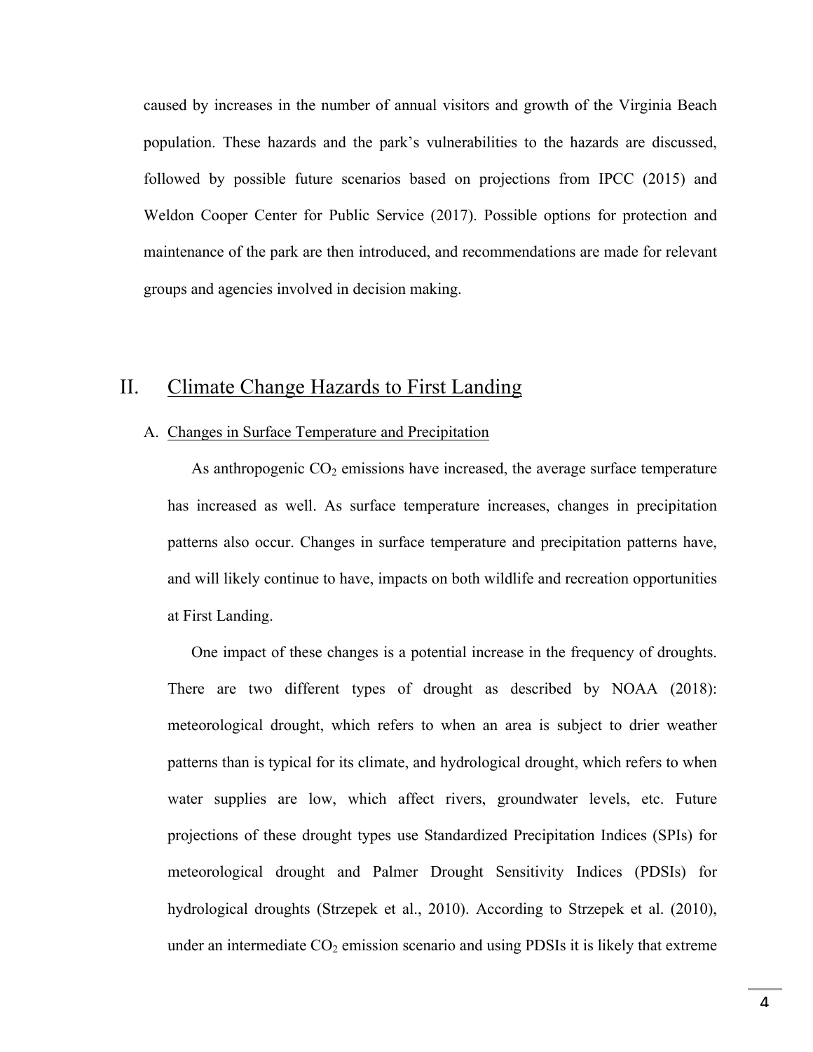caused by increases in the number of annual visitors and growth of the Virginia Beach population. These hazards and the park's vulnerabilities to the hazards are discussed, followed by possible future scenarios based on projections from IPCC (2015) and Weldon Cooper Center for Public Service (2017). Possible options for protection and maintenance of the park are then introduced, and recommendations are made for relevant groups and agencies involved in decision making.

## II. Climate Change Hazards to First Landing

### A. Changes in Surface Temperature and Precipitation

As anthropogenic $CO_2$ emissions have increased, the average surface temperature has increased as well. As surface temperature increases, changes in precipitation patterns also occur. Changes in surface temperature and precipitation patterns have, and will likely continue to have, impacts on both wildlife and recreation opportunities at First Landing.

One impact of these changes is a potential increase in the frequency of droughts. There are two different types of drought as described by NOAA (2018): meteorological drought, which refers to when an area is subject to drier weather patterns than is typical for its climate, and hydrological drought, which refers to when water supplies are low, which affect rivers, groundwater levels, etc. Future projections of these drought types use Standardized Precipitation Indices (SPIs) for meteorological drought and Palmer Drought Sensitivity Indices (PDSIs) for hydrological droughts (Strzepek et al., 2010). According to Strzepek et al. (2010), under an intermediate $CO_2$ emission scenario and using PDSIs it is likely that extreme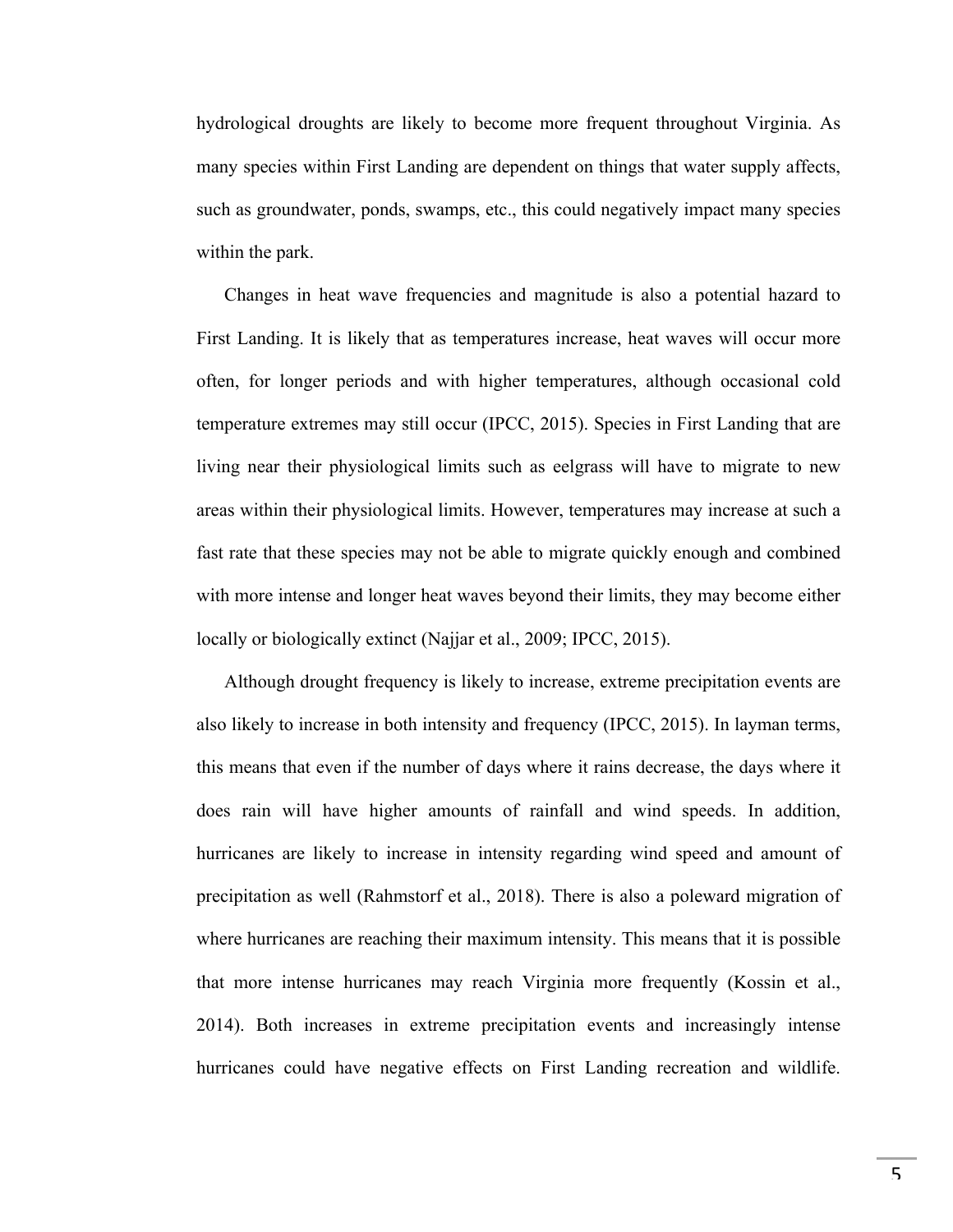hydrological droughts are likely to become more frequent throughout Virginia. As many species within First Landing are dependent on things that water supply affects, such as groundwater, ponds, swamps, etc., this could negatively impact many species within the park.

Changes in heat wave frequencies and magnitude is also a potential hazard to First Landing. It is likely that as temperatures increase, heat waves will occur more often, for longer periods and with higher temperatures, although occasional cold temperature extremes may still occur (IPCC, 2015). Species in First Landing that are living near their physiological limits such as eelgrass will have to migrate to new areas within their physiological limits. However, temperatures may increase at such a fast rate that these species may not be able to migrate quickly enough and combined with more intense and longer heat waves beyond their limits, they may become either locally or biologically extinct (Najjar et al., 2009; IPCC, 2015).

Although drought frequency is likely to increase, extreme precipitation events are also likely to increase in both intensity and frequency (IPCC, 2015). In layman terms, this means that even if the number of days where it rains decrease, the days where it does rain will have higher amounts of rainfall and wind speeds. In addition, hurricanes are likely to increase in intensity regarding wind speed and amount of precipitation as well (Rahmstorf et al., 2018). There is also a poleward migration of where hurricanes are reaching their maximum intensity. This means that it is possible that more intense hurricanes may reach Virginia more frequently (Kossin et al., 2014). Both increases in extreme precipitation events and increasingly intense hurricanes could have negative effects on First Landing recreation and wildlife.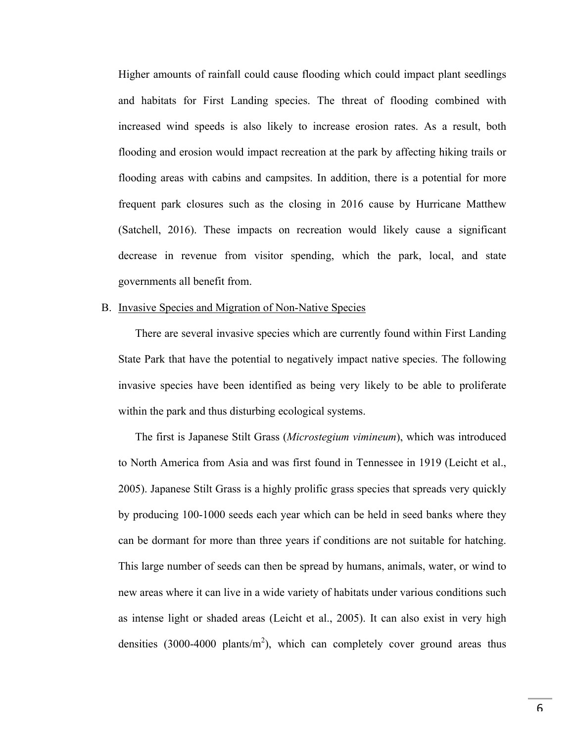Higher amounts of rainfall could cause flooding which could impact plant seedlings and habitats for First Landing species. The threat of flooding combined with increased wind speeds is also likely to increase erosion rates. As a result, both flooding and erosion would impact recreation at the park by affecting hiking trails or flooding areas with cabins and campsites. In addition, there is a potential for more frequent park closures such as the closing in 2016 cause by Hurricane Matthew (Satchell, 2016). These impacts on recreation would likely cause a significant decrease in revenue from visitor spending, which the park, local, and state governments all benefit from.

B. <u>Invasive Species and Migration of Non-Native Species</u>

There are several invasive species which are currently found within First Landing State Park that have the potential to negatively impact native species. The following invasive species have been identified as being very likely to be able to proliferate within the park and thus disturbing ecological systems.

The first is Japanese Stilt Grass (*Microstegium vimineum*), which was introduced to North America from Asia and was first found in Tennessee in 1919 (Leicht et al., 2005). Japanese Stilt Grass is a highly prolific grass species that spreads very quickly by producing 100-1000 seeds each year which can be held in seed banks where they can be dormant for more than three years if conditions are not suitable for hatching. This large number of seeds can then be spread by humans, animals, water, or wind to new areas where it can live in a wide variety of habitats under various conditions such as intense light or shaded areas (Leicht et al., 2005). It can also exist in very high densities (3000-4000 plants/$m^2$), which can completely cover ground areas thus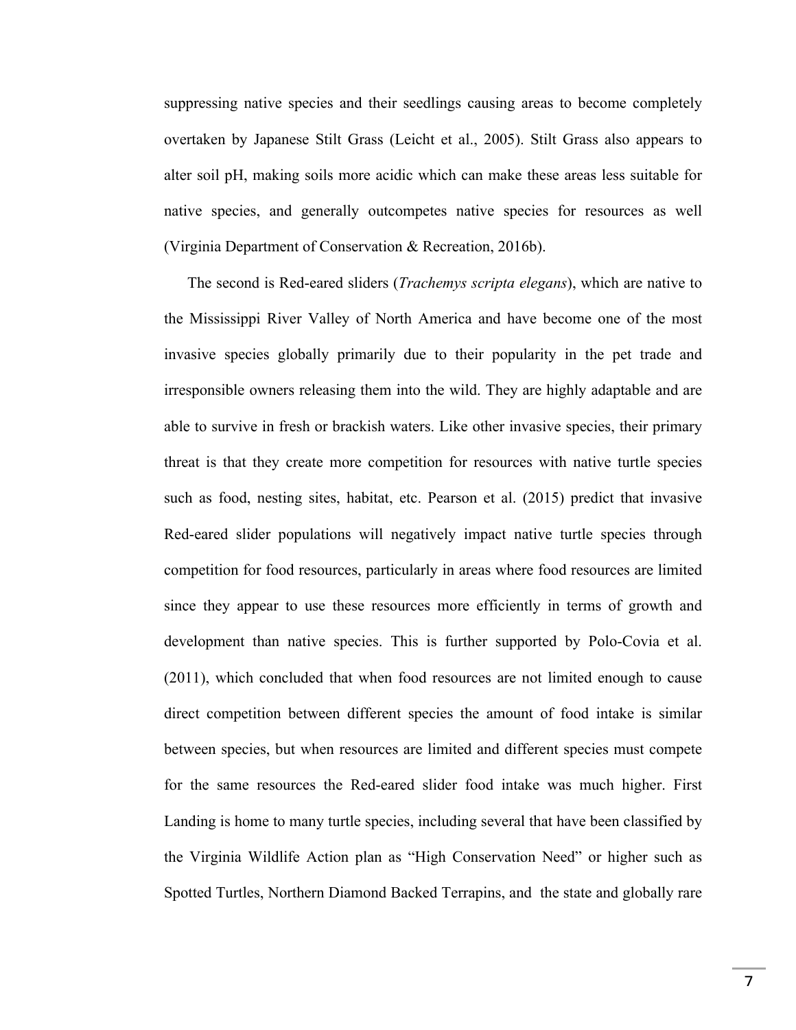suppressing native species and their seedlings causing areas to become completely overtaken by Japanese Stilt Grass (Leicht et al., 2005). Stilt Grass also appears to alter soil pH, making soils more acidic which can make these areas less suitable for native species, and generally outcompetes native species for resources as well (Virginia Department of Conservation & Recreation, 2016b).

The second is Red-eared sliders (*Trachemys scripta elegans*), which are native to the Mississippi River Valley of North America and have become one of the most invasive species globally primarily due to their popularity in the pet trade and irresponsible owners releasing them into the wild. They are highly adaptable and are able to survive in fresh or brackish waters. Like other invasive species, their primary threat is that they create more competition for resources with native turtle species such as food, nesting sites, habitat, etc. Pearson et al. (2015) predict that invasive Red-eared slider populations will negatively impact native turtle species through competition for food resources, particularly in areas where food resources are limited since they appear to use these resources more efficiently in terms of growth and development than native species. This is further supported by Polo-Covia et al. (2011), which concluded that when food resources are not limited enough to cause direct competition between different species the amount of food intake is similar between species, but when resources are limited and different species must compete for the same resources the Red-eared slider food intake was much higher. First Landing is home to many turtle species, including several that have been classified by the Virginia Wildlife Action plan as "High Conservation Need" or higher such as Spotted Turtles, Northern Diamond Backed Terrapins, and the state and globally rare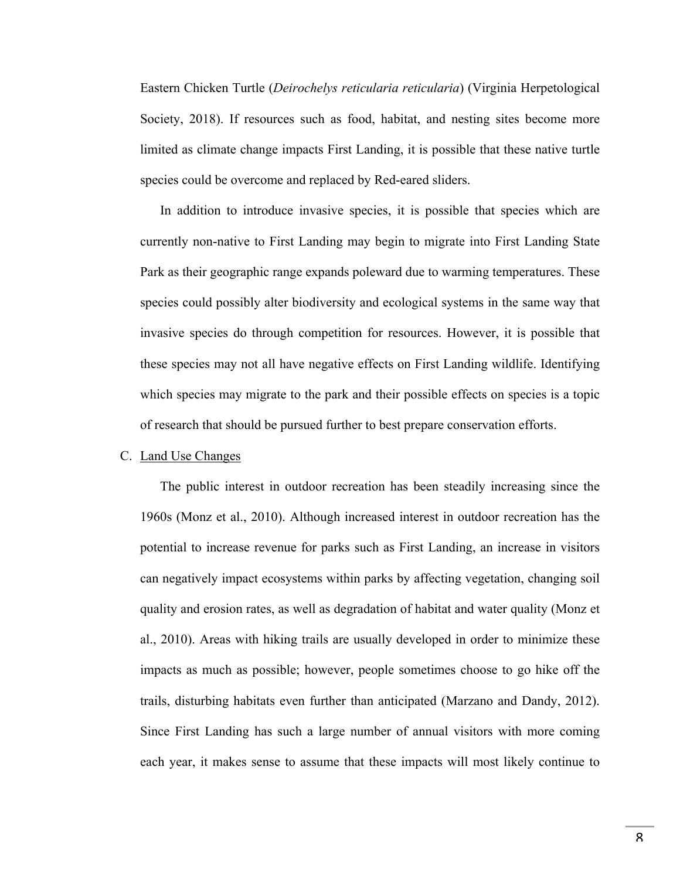Eastern Chicken Turtle (*Deirochelys reticularia reticularia*) (Virginia Herpetological Society, 2018). If resources such as food, habitat, and nesting sites become more limited as climate change impacts First Landing, it is possible that these native turtle species could be overcome and replaced by Red-eared sliders.

In addition to introduce invasive species, it is possible that species which are currently non-native to First Landing may begin to migrate into First Landing State Park as their geographic range expands poleward due to warming temperatures. These species could possibly alter biodiversity and ecological systems in the same way that invasive species do through competition for resources. However, it is possible that these species may not all have negative effects on First Landing wildlife. Identifying which species may migrate to the park and their possible effects on species is a topic of research that should be pursued further to best prepare conservation efforts.

C. <u>Land Use Changes</u>

The public interest in outdoor recreation has been steadily increasing since the 1960s (Monz et al., 2010). Although increased interest in outdoor recreation has the potential to increase revenue for parks such as First Landing, an increase in visitors can negatively impact ecosystems within parks by affecting vegetation, changing soil quality and erosion rates, as well as degradation of habitat and water quality (Monz et al., 2010). Areas with hiking trails are usually developed in order to minimize these impacts as much as possible; however, people sometimes choose to go hike off the trails, disturbing habitats even further than anticipated (Marzano and Dandy, 2012). Since First Landing has such a large number of annual visitors with more coming each year, it makes sense to assume that these impacts will most likely continue to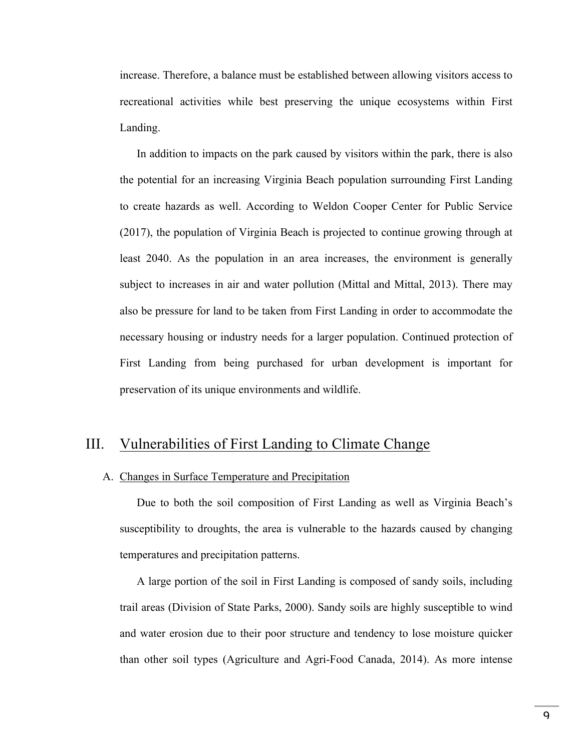increase. Therefore, a balance must be established between allowing visitors access to recreational activities while best preserving the unique ecosystems within First Landing.

In addition to impacts on the park caused by visitors within the park, there is also the potential for an increasing Virginia Beach population surrounding First Landing to create hazards as well. According to Weldon Cooper Center for Public Service (2017), the population of Virginia Beach is projected to continue growing through at least 2040. As the population in an area increases, the environment is generally subject to increases in air and water pollution (Mittal and Mittal, 2013). There may also be pressure for land to be taken from First Landing in order to accommodate the necessary housing or industry needs for a larger population. Continued protection of First Landing from being purchased for urban development is important for preservation of its unique environments and wildlife.

## III. Vulnerabilities of First Landing to Climate Change

### A. Changes in Surface Temperature and Precipitation

Due to both the soil composition of First Landing as well as Virginia Beach's susceptibility to droughts, the area is vulnerable to the hazards caused by changing temperatures and precipitation patterns.

A large portion of the soil in First Landing is composed of sandy soils, including trail areas (Division of State Parks, 2000). Sandy soils are highly susceptible to wind and water erosion due to their poor structure and tendency to lose moisture quicker than other soil types (Agriculture and Agri-Food Canada, 2014). As more intense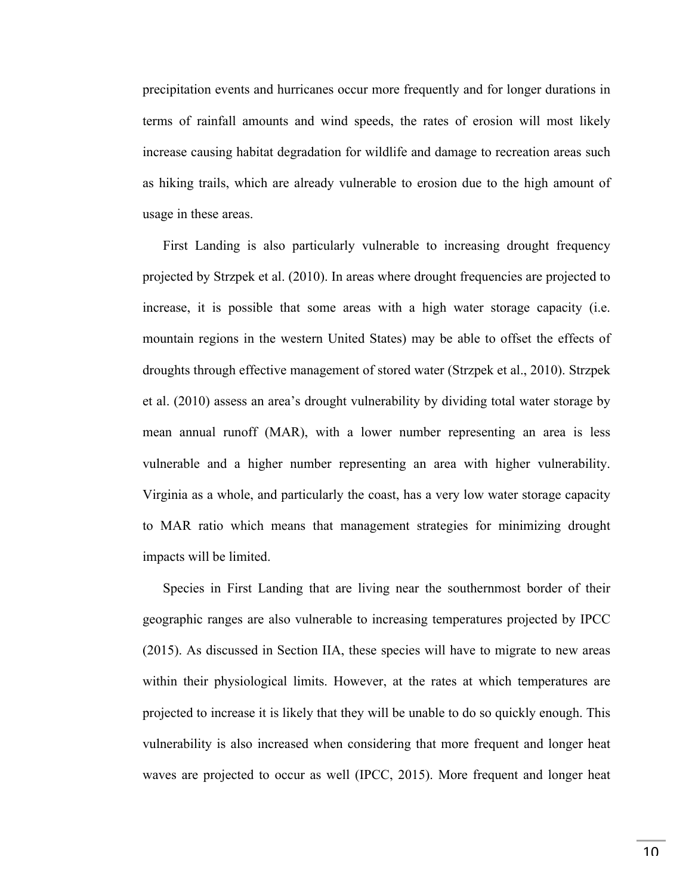precipitation events and hurricanes occur more frequently and for longer durations in terms of rainfall amounts and wind speeds, the rates of erosion will most likely increase causing habitat degradation for wildlife and damage to recreation areas such as hiking trails, which are already vulnerable to erosion due to the high amount of usage in these areas.

First Landing is also particularly vulnerable to increasing drought frequency projected by Strzpek et al. (2010). In areas where drought frequencies are projected to increase, it is possible that some areas with a high water storage capacity (i.e. mountain regions in the western United States) may be able to offset the effects of droughts through effective management of stored water (Strzpek et al., 2010). Strzpek et al. (2010) assess an area's drought vulnerability by dividing total water storage by mean annual runoff (MAR), with a lower number representing an area is less vulnerable and a higher number representing an area with higher vulnerability. Virginia as a whole, and particularly the coast, has a very low water storage capacity to MAR ratio which means that management strategies for minimizing drought impacts will be limited.

Species in First Landing that are living near the southernmost border of their geographic ranges are also vulnerable to increasing temperatures projected by IPCC (2015). As discussed in Section IIA, these species will have to migrate to new areas within their physiological limits. However, at the rates at which temperatures are projected to increase it is likely that they will be unable to do so quickly enough. This vulnerability is also increased when considering that more frequent and longer heat waves are projected to occur as well (IPCC, 2015). More frequent and longer heat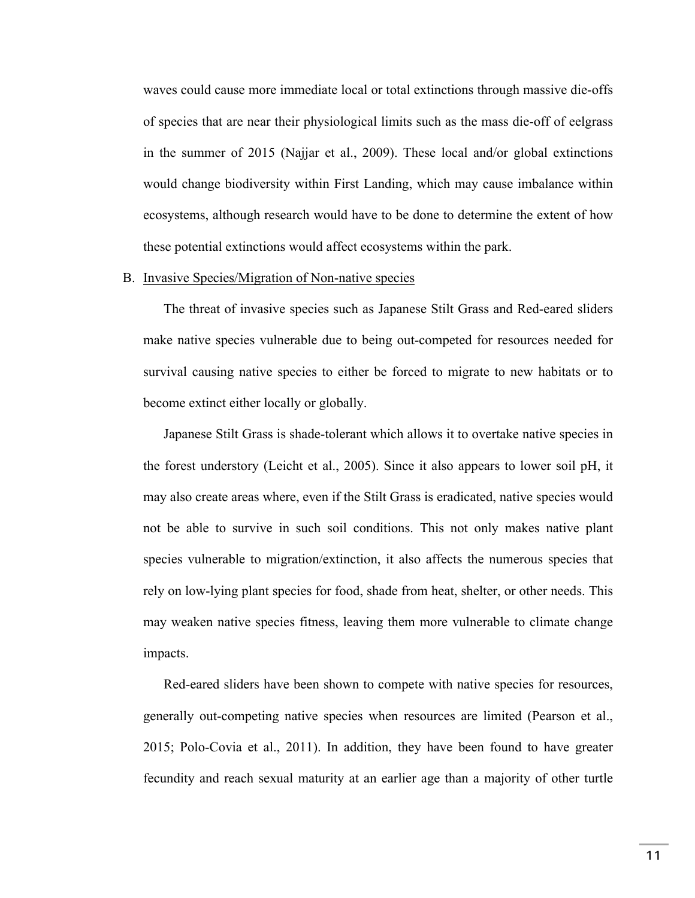waves could cause more immediate local or total extinctions through massive die-offs of species that are near their physiological limits such as the mass die-off of eelgrass in the summer of 2015 (Najjar et al., 2009). These local and/or global extinctions would change biodiversity within First Landing, which may cause imbalance within ecosystems, although research would have to be done to determine the extent of how these potential extinctions would affect ecosystems within the park.

B. <u>Invasive Species/Migration of Non-native species</u>

The threat of invasive species such as Japanese Stilt Grass and Red-eared sliders make native species vulnerable due to being out-competed for resources needed for survival causing native species to either be forced to migrate to new habitats or to become extinct either locally or globally.

Japanese Stilt Grass is shade-tolerant which allows it to overtake native species in the forest understory (Leicht et al., 2005). Since it also appears to lower soil pH, it may also create areas where, even if the Stilt Grass is eradicated, native species would not be able to survive in such soil conditions. This not only makes native plant species vulnerable to migration/extinction, it also affects the numerous species that rely on low-lying plant species for food, shade from heat, shelter, or other needs. This may weaken native species fitness, leaving them more vulnerable to climate change impacts.

Red-eared sliders have been shown to compete with native species for resources, generally out-competing native species when resources are limited (Pearson et al., 2015; Polo-Covia et al., 2011). In addition, they have been found to have greater fecundity and reach sexual maturity at an earlier age than a majority of other turtle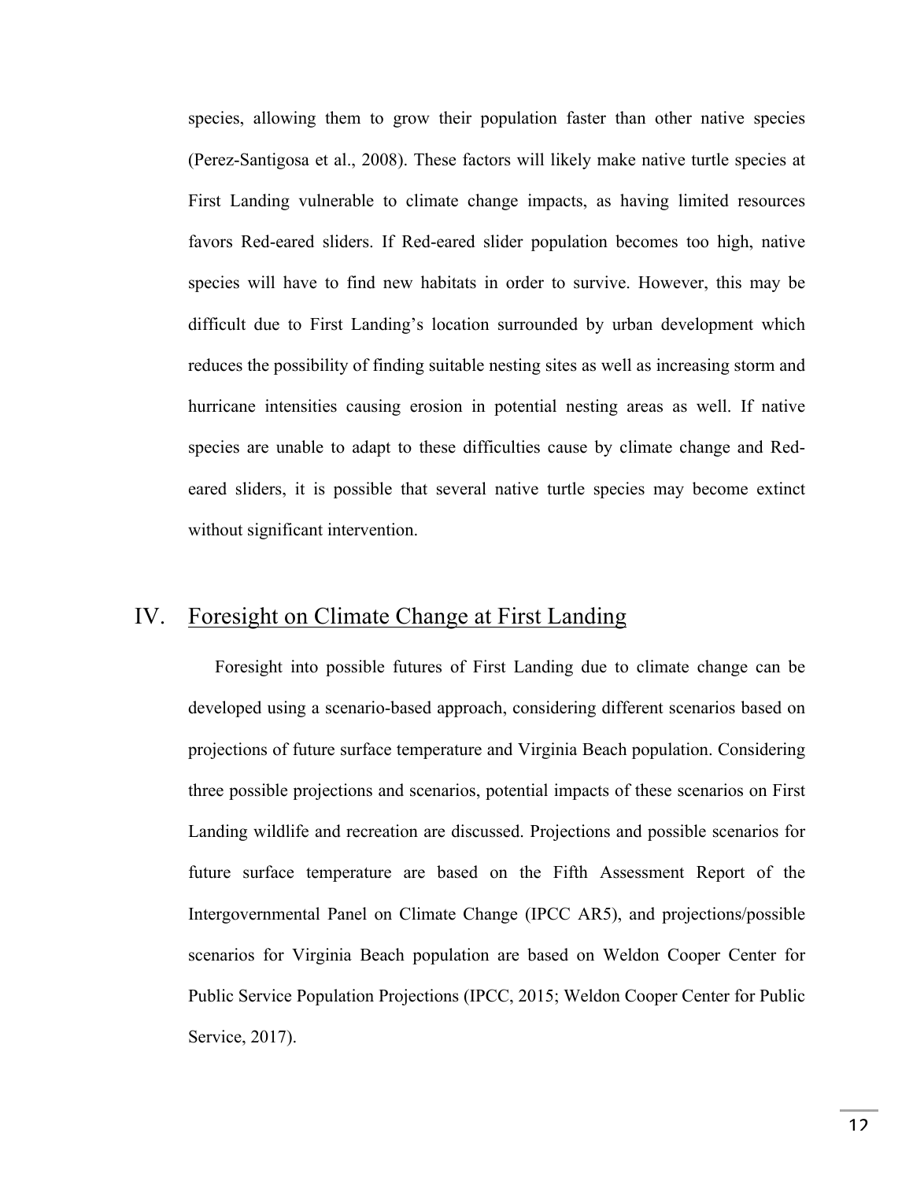species, allowing them to grow their population faster than other native species (Perez-Santigosa et al., 2008). These factors will likely make native turtle species at First Landing vulnerable to climate change impacts, as having limited resources favors Red-eared sliders. If Red-eared slider population becomes too high, native species will have to find new habitats in order to survive. However, this may be difficult due to First Landing's location surrounded by urban development which reduces the possibility of finding suitable nesting sites as well as increasing storm and hurricane intensities causing erosion in potential nesting areas as well. If native species are unable to adapt to these difficulties cause by climate change and Red-eared sliders, it is possible that several native turtle species may become extinct without significant intervention.

## IV. Foresight on Climate Change at First Landing

Foresight into possible futures of First Landing due to climate change can be developed using a scenario-based approach, considering different scenarios based on projections of future surface temperature and Virginia Beach population. Considering three possible projections and scenarios, potential impacts of these scenarios on First Landing wildlife and recreation are discussed. Projections and possible scenarios for future surface temperature are based on the Fifth Assessment Report of the Intergovernmental Panel on Climate Change (IPCC AR5), and projections/possible scenarios for Virginia Beach population are based on Weldon Cooper Center for Public Service Population Projections (IPCC, 2015; Weldon Cooper Center for Public Service, 2017).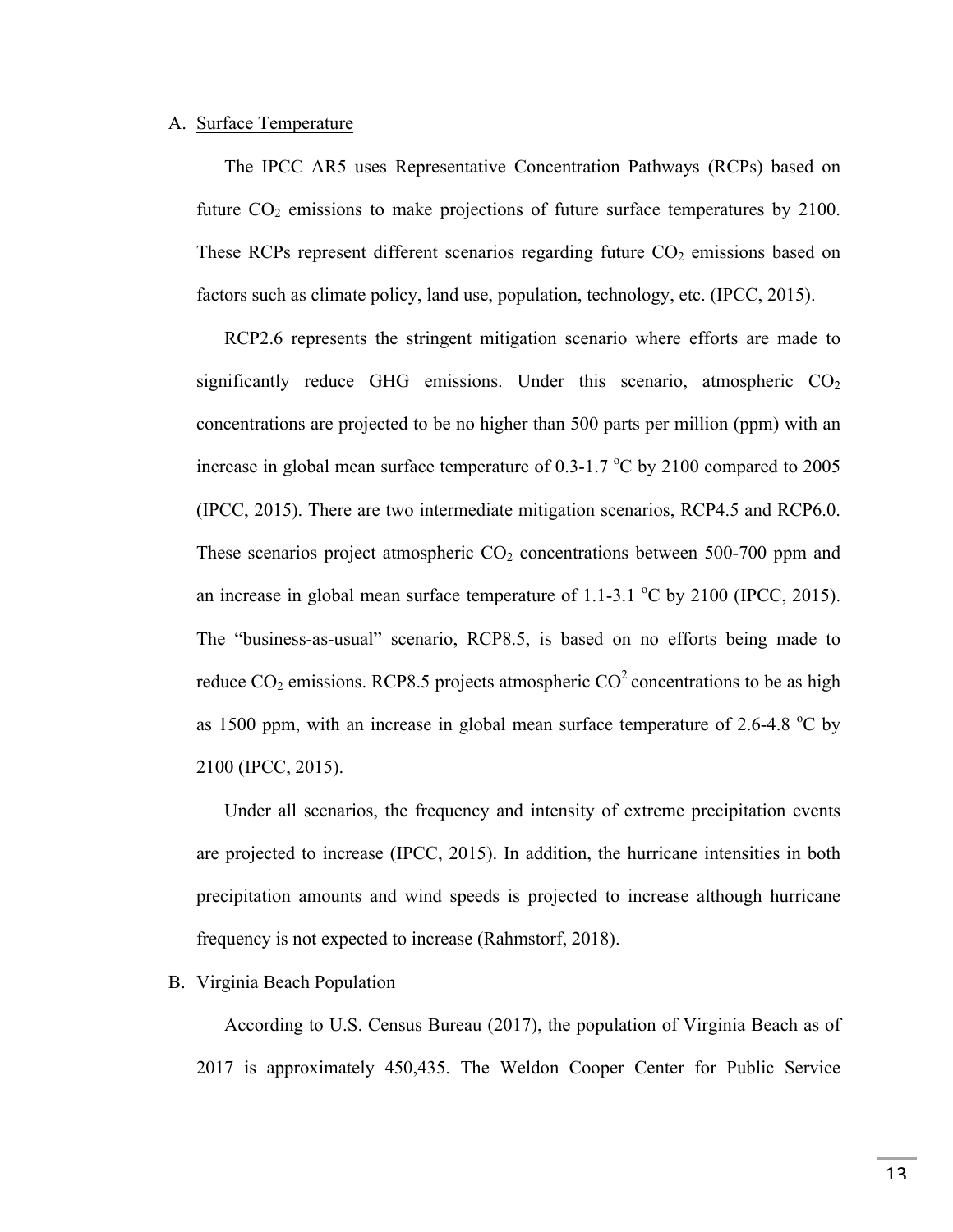A. Surface Temperature

The IPCC AR5 uses Representative Concentration Pathways (RCPs) based on future $CO_2$ emissions to make projections of future surface temperatures by 2100. These RCPs represent different scenarios regarding future $CO_2$ emissions based on factors such as climate policy, land use, population, technology, etc. (IPCC, 2015).

RCP2.6 represents the stringent mitigation scenario where efforts are made to significantly reduce GHG emissions. Under this scenario, atmospheric $CO_2$ concentrations are projected to be no higher than 500 parts per million (ppm) with an increase in global mean surface temperature of 0.3-1.7 $^oC$ by 2100 compared to 2005 (IPCC, 2015). There are two intermediate mitigation scenarios, RCP4.5 and RCP6.0. These scenarios project atmospheric $CO_2$ concentrations between 500-700 ppm and an increase in global mean surface temperature of 1.1-3.1 $^oC$ by 2100 (IPCC, 2015). The "business-as-usual" scenario, RCP8.5, is based on no efforts being made to reduce $CO_2$ emissions. RCP8.5 projects atmospheric $CO^2$ concentrations to be as high as 1500 ppm, with an increase in global mean surface temperature of 2.6-4.8 $^oC$ by 2100 (IPCC, 2015).

Under all scenarios, the frequency and intensity of extreme precipitation events are projected to increase (IPCC, 2015). In addition, the hurricane intensities in both precipitation amounts and wind speeds is projected to increase although hurricane frequency is not expected to increase (Rahmstorf, 2018).

B. Virginia Beach Population

According to U.S. Census Bureau (2017), the population of Virginia Beach as of 2017 is approximately 450,435. The Weldon Cooper Center for Public Service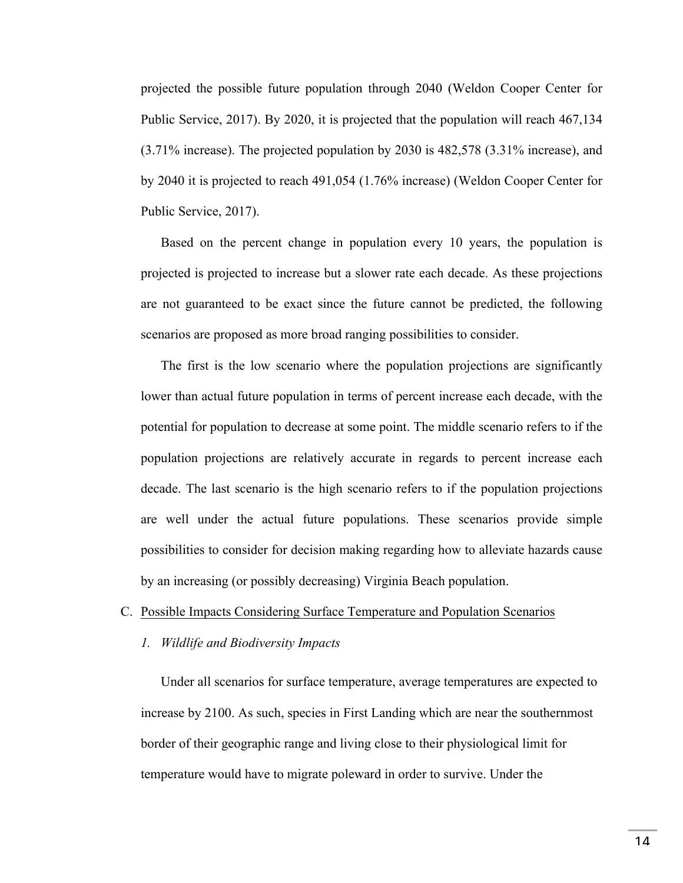projected the possible future population through 2040 (Weldon Cooper Center for Public Service, 2017). By 2020, it is projected that the population will reach 467,134 (3.71% increase). The projected population by 2030 is 482,578 (3.31% increase), and by 2040 it is projected to reach 491,054 (1.76% increase) (Weldon Cooper Center for Public Service, 2017).

Based on the percent change in population every 10 years, the population is projected is projected to increase but a slower rate each decade. As these projections are not guaranteed to be exact since the future cannot be predicted, the following scenarios are proposed as more broad ranging possibilities to consider.

The first is the low scenario where the population projections are significantly lower than actual future population in terms of percent increase each decade, with the potential for population to decrease at some point. The middle scenario refers to if the population projections are relatively accurate in regards to percent increase each decade. The last scenario is the high scenario refers to if the population projections are well under the actual future populations. These scenarios provide simple possibilities to consider for decision making regarding how to alleviate hazards cause by an increasing (or possibly decreasing) Virginia Beach population.

### C. Possible Impacts Considering Surface Temperature and Population Scenarios

#### *1. Wildlife and Biodiversity Impacts*

Under all scenarios for surface temperature, average temperatures are expected to increase by 2100. As such, species in First Landing which are near the southernmost border of their geographic range and living close to their physiological limit for temperature would have to migrate poleward in order to survive. Under the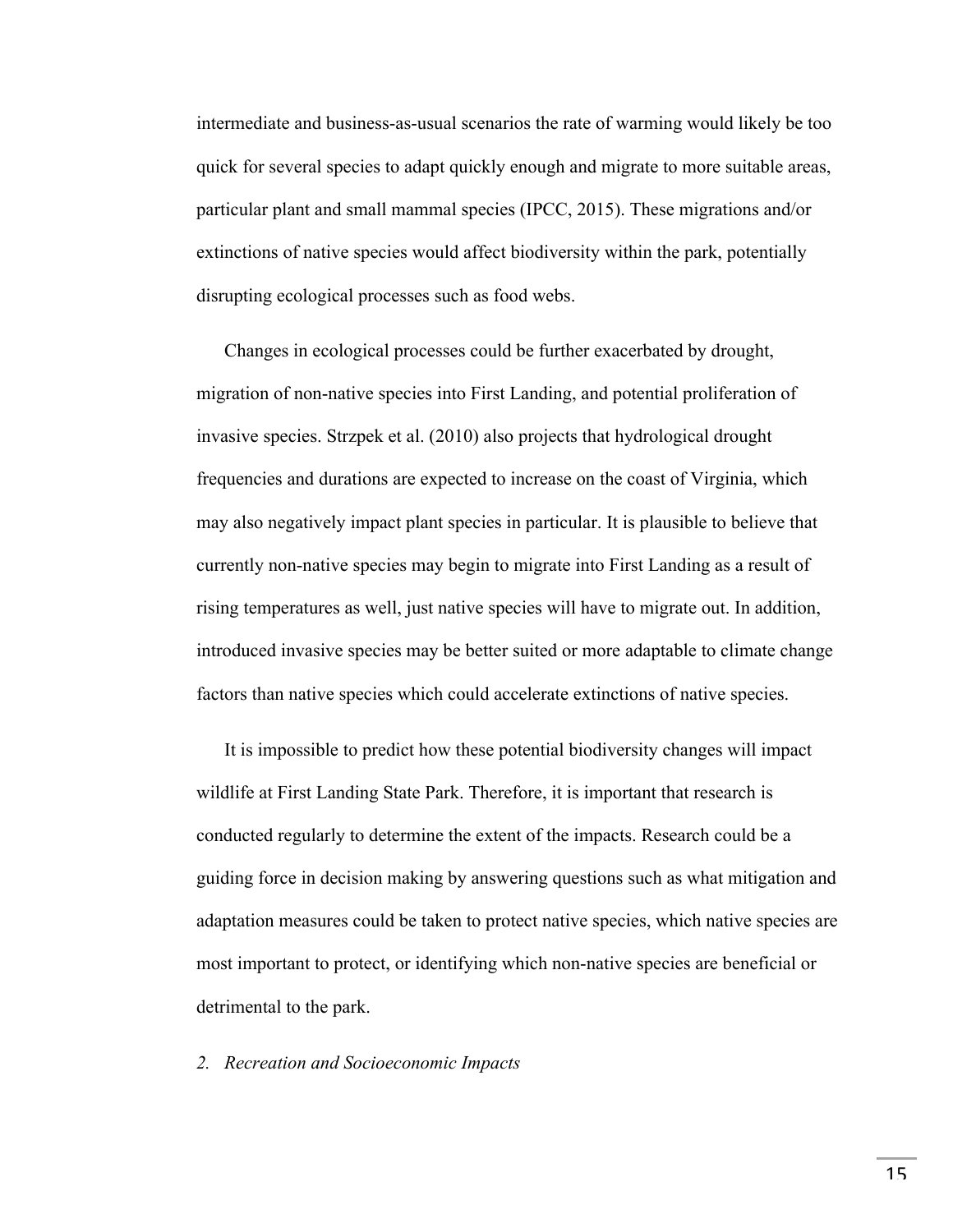intermediate and business-as-usual scenarios the rate of warming would likely be too quick for several species to adapt quickly enough and migrate to more suitable areas, particular plant and small mammal species (IPCC, 2015). These migrations and/or extinctions of native species would affect biodiversity within the park, potentially disrupting ecological processes such as food webs.

Changes in ecological processes could be further exacerbated by drought, migration of non-native species into First Landing, and potential proliferation of invasive species. Strzpek et al. (2010) also projects that hydrological drought frequencies and durations are expected to increase on the coast of Virginia, which may also negatively impact plant species in particular. It is plausible to believe that currently non-native species may begin to migrate into First Landing as a result of rising temperatures as well, just native species will have to migrate out. In addition, introduced invasive species may be better suited or more adaptable to climate change factors than native species which could accelerate extinctions of native species.

It is impossible to predict how these potential biodiversity changes will impact wildlife at First Landing State Park. Therefore, it is important that research is conducted regularly to determine the extent of the impacts. Research could be a guiding force in decision making by answering questions such as what mitigation and adaptation measures could be taken to protect native species, which native species are most important to protect, or identifying which non-native species are beneficial or detrimental to the park.

*2. Recreation and Socioeconomic Impacts*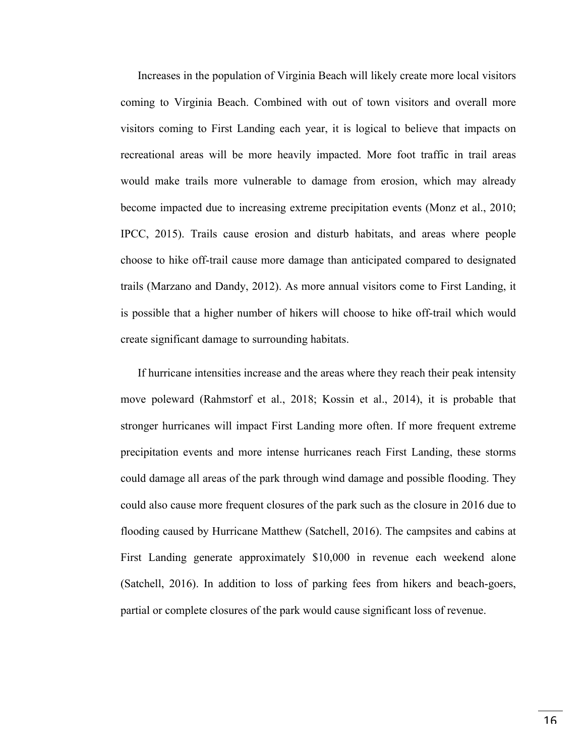Increases in the population of Virginia Beach will likely create more local visitors coming to Virginia Beach. Combined with out of town visitors and overall more visitors coming to First Landing each year, it is logical to believe that impacts on recreational areas will be more heavily impacted. More foot traffic in trail areas would make trails more vulnerable to damage from erosion, which may already become impacted due to increasing extreme precipitation events (Monz et al., 2010; IPCC, 2015). Trails cause erosion and disturb habitats, and areas where people choose to hike off-trail cause more damage than anticipated compared to designated trails (Marzano and Dandy, 2012). As more annual visitors come to First Landing, it is possible that a higher number of hikers will choose to hike off-trail which would create significant damage to surrounding habitats.

If hurricane intensities increase and the areas where they reach their peak intensity move poleward (Rahmstorf et al., 2018; Kossin et al., 2014), it is probable that stronger hurricanes will impact First Landing more often. If more frequent extreme precipitation events and more intense hurricanes reach First Landing, these storms could damage all areas of the park through wind damage and possible flooding. They could also cause more frequent closures of the park such as the closure in 2016 due to flooding caused by Hurricane Matthew (Satchell, 2016). The campsites and cabins at First Landing generate approximately $10,000 in revenue each weekend alone (Satchell, 2016). In addition to loss of parking fees from hikers and beach-goers, partial or complete closures of the park would cause significant loss of revenue.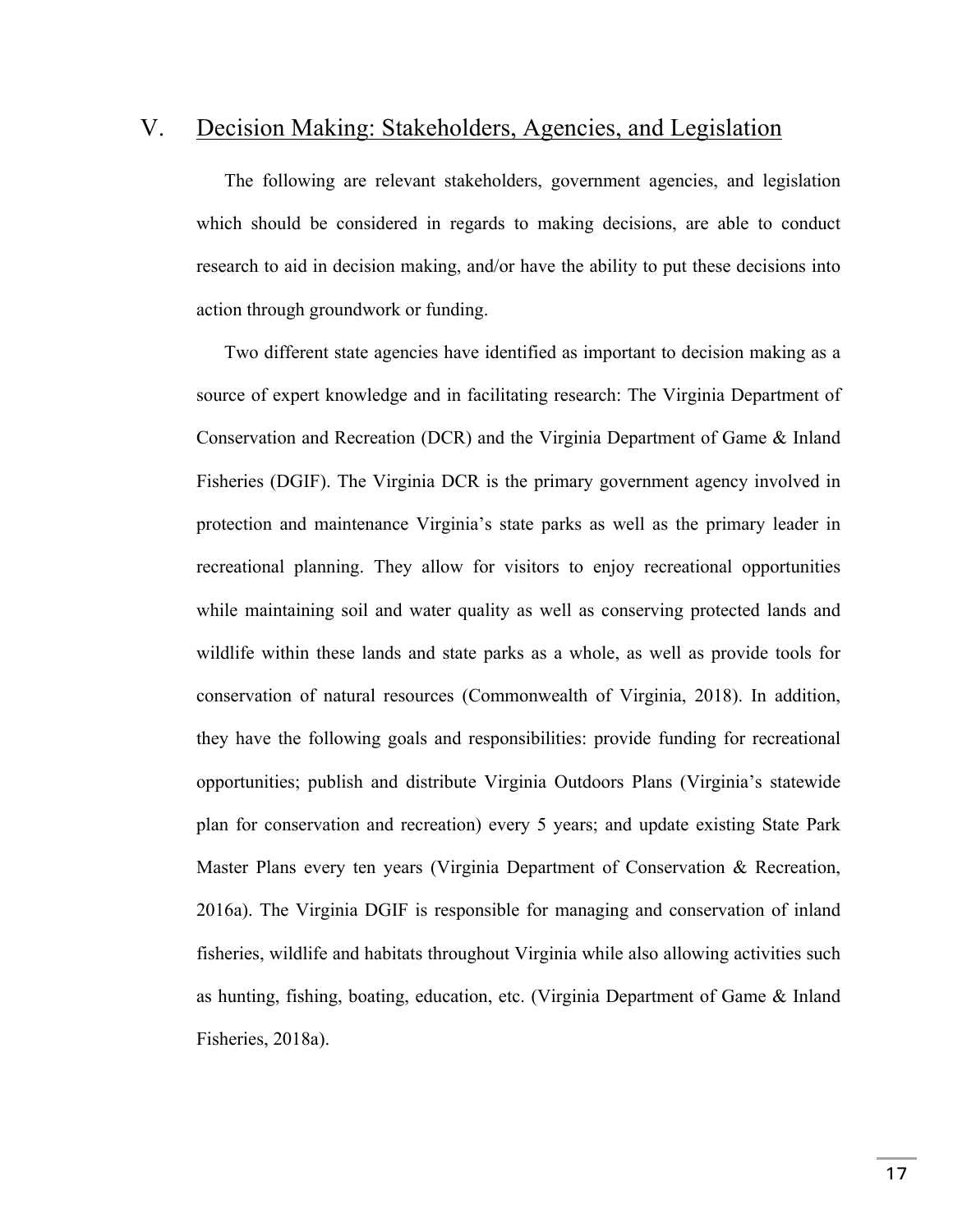## V. Decision Making: Stakeholders, Agencies, and Legislation

The following are relevant stakeholders, government agencies, and legislation which should be considered in regards to making decisions, are able to conduct research to aid in decision making, and/or have the ability to put these decisions into action through groundwork or funding.

Two different state agencies have identified as important to decision making as a source of expert knowledge and in facilitating research: The Virginia Department of Conservation and Recreation (DCR) and the Virginia Department of Game & Inland Fisheries (DGIF). The Virginia DCR is the primary government agency involved in protection and maintenance Virginia's state parks as well as the primary leader in recreational planning. They allow for visitors to enjoy recreational opportunities while maintaining soil and water quality as well as conserving protected lands and wildlife within these lands and state parks as a whole, as well as provide tools for conservation of natural resources (Commonwealth of Virginia, 2018). In addition, they have the following goals and responsibilities: provide funding for recreational opportunities; publish and distribute Virginia Outdoors Plans (Virginia's statewide plan for conservation and recreation) every 5 years; and update existing State Park Master Plans every ten years (Virginia Department of Conservation & Recreation, 2016a). The Virginia DGIF is responsible for managing and conservation of inland fisheries, wildlife and habitats throughout Virginia while also allowing activities such as hunting, fishing, boating, education, etc. (Virginia Department of Game & Inland Fisheries, 2018a).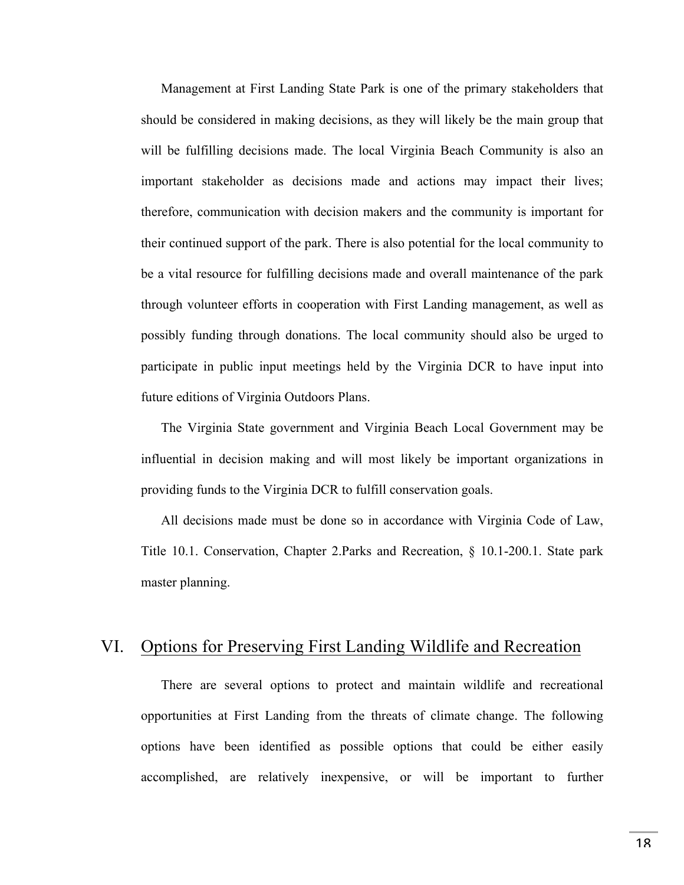Management at First Landing State Park is one of the primary stakeholders that should be considered in making decisions, as they will likely be the main group that will be fulfilling decisions made. The local Virginia Beach Community is also an important stakeholder as decisions made and actions may impact their lives; therefore, communication with decision makers and the community is important for their continued support of the park. There is also potential for the local community to be a vital resource for fulfilling decisions made and overall maintenance of the park through volunteer efforts in cooperation with First Landing management, as well as possibly funding through donations. The local community should also be urged to participate in public input meetings held by the Virginia DCR to have input into future editions of Virginia Outdoors Plans.

The Virginia State government and Virginia Beach Local Government may be influential in decision making and will most likely be important organizations in providing funds to the Virginia DCR to fulfill conservation goals.

All decisions made must be done so in accordance with Virginia Code of Law, Title 10.1. Conservation, Chapter 2.Parks and Recreation, § 10.1-200.1. State park master planning.

## VI. Options for Preserving First Landing Wildlife and Recreation

There are several options to protect and maintain wildlife and recreational opportunities at First Landing from the threats of climate change. The following options have been identified as possible options that could be either easily accomplished, are relatively inexpensive, or will be important to further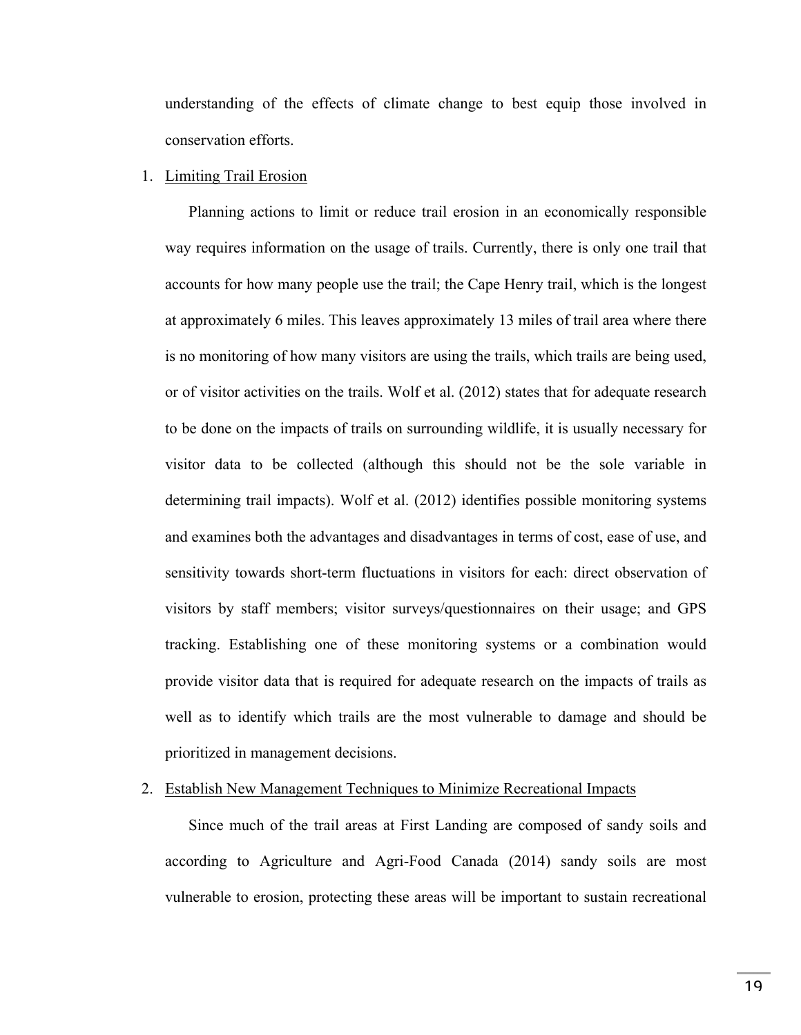understanding of the effects of climate change to best equip those involved in conservation efforts.

1. <u>Limiting Trail Erosion</u>

   Planning actions to limit or reduce trail erosion in an economically responsible way requires information on the usage of trails. Currently, there is only one trail that accounts for how many people use the trail; the Cape Henry trail, which is the longest at approximately 6 miles. This leaves approximately 13 miles of trail area where there is no monitoring of how many visitors are using the trails, which trails are being used, or of visitor activities on the trails. Wolf et al. (2012) states that for adequate research to be done on the impacts of trails on surrounding wildlife, it is usually necessary for visitor data to be collected (although this should not be the sole variable in determining trail impacts). Wolf et al. (2012) identifies possible monitoring systems and examines both the advantages and disadvantages in terms of cost, ease of use, and sensitivity towards short-term fluctuations in visitors for each: direct observation of visitors by staff members; visitor surveys/questionnaires on their usage; and GPS tracking. Establishing one of these monitoring systems or a combination would provide visitor data that is required for adequate research on the impacts of trails as well as to identify which trails are the most vulnerable to damage and should be prioritized in management decisions.

2. <u>Establish New Management Techniques to Minimize Recreational Impacts</u>

   Since much of the trail areas at First Landing are composed of sandy soils and according to Agriculture and Agri-Food Canada (2014) sandy soils are most vulnerable to erosion, protecting these areas will be important to sustain recreational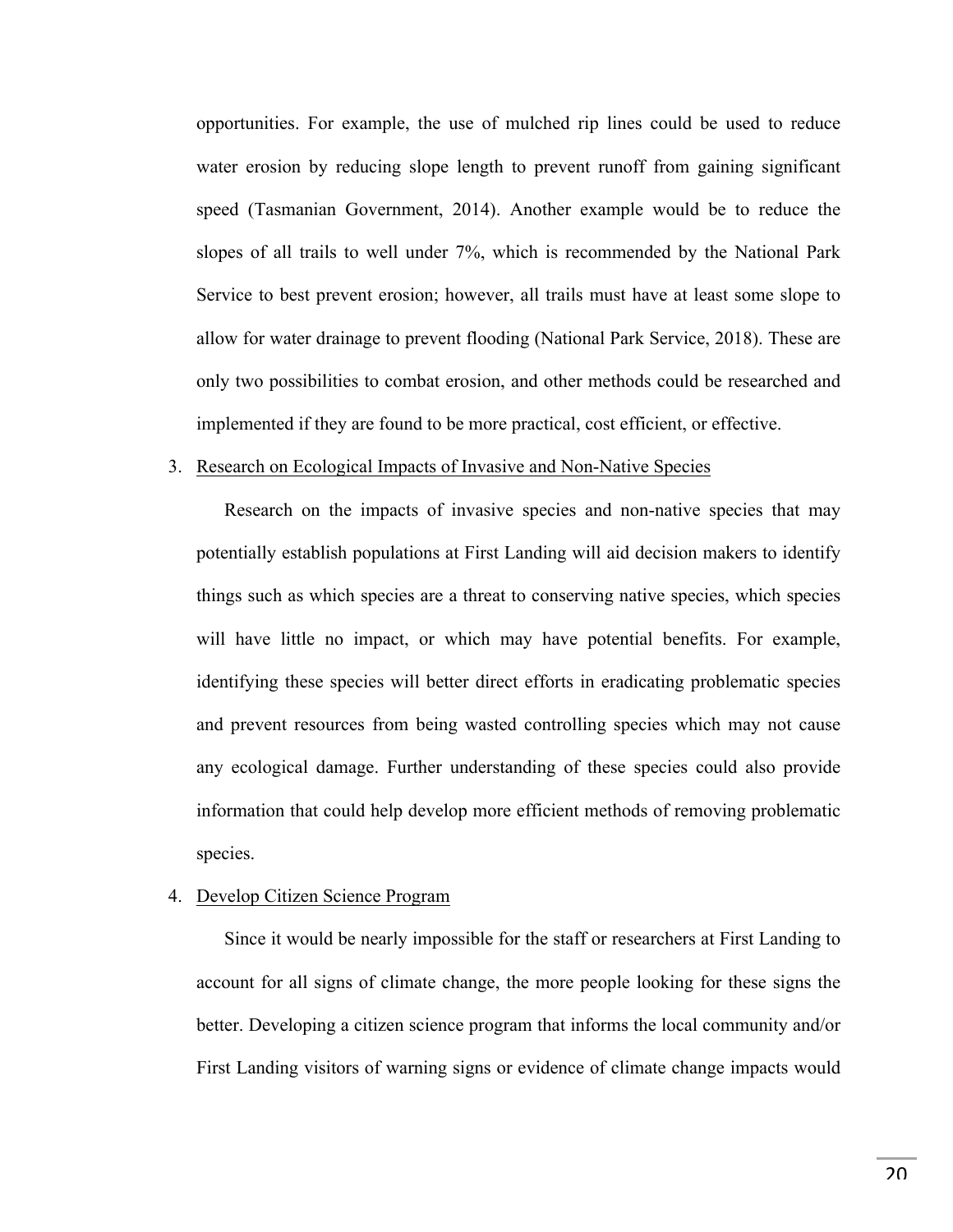opportunities. For example, the use of mulched rip lines could be used to reduce water erosion by reducing slope length to prevent runoff from gaining significant speed (Tasmanian Government, 2014). Another example would be to reduce the slopes of all trails to well under 7%, which is recommended by the National Park Service to best prevent erosion; however, all trails must have at least some slope to allow for water drainage to prevent flooding (National Park Service, 2018). These are only two possibilities to combat erosion, and other methods could be researched and implemented if they are found to be more practical, cost efficient, or effective.

3. <u>Research on Ecological Impacts of Invasive and Non-Native Species</u>

   Research on the impacts of invasive species and non-native species that may potentially establish populations at First Landing will aid decision makers to identify things such as which species are a threat to conserving native species, which species will have little no impact, or which may have potential benefits. For example, identifying these species will better direct efforts in eradicating problematic species and prevent resources from being wasted controlling species which may not cause any ecological damage. Further understanding of these species could also provide information that could help develop more efficient methods of removing problematic species.

4. <u>Develop Citizen Science Program</u>

   Since it would be nearly impossible for the staff or researchers at First Landing to account for all signs of climate change, the more people looking for these signs the better. Developing a citizen science program that informs the local community and/or First Landing visitors of warning signs or evidence of climate change impacts would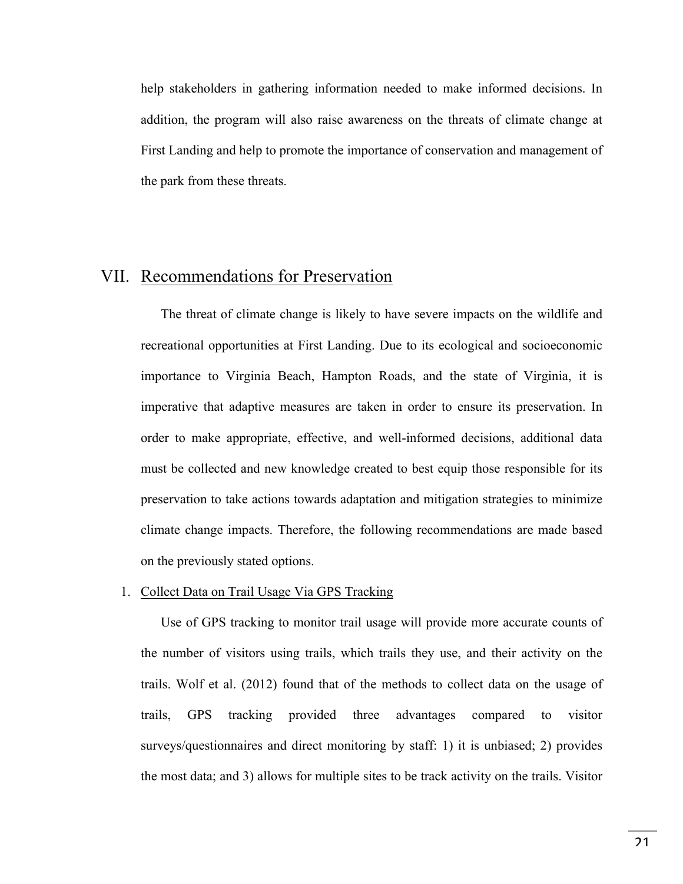help stakeholders in gathering information needed to make informed decisions. In addition, the program will also raise awareness on the threats of climate change at First Landing and help to promote the importance of conservation and management of the park from these threats.

## VII. Recommendations for Preservation

The threat of climate change is likely to have severe impacts on the wildlife and recreational opportunities at First Landing. Due to its ecological and socioeconomic importance to Virginia Beach, Hampton Roads, and the state of Virginia, it is imperative that adaptive measures are taken in order to ensure its preservation. In order to make appropriate, effective, and well-informed decisions, additional data must be collected and new knowledge created to best equip those responsible for its preservation to take actions towards adaptation and mitigation strategies to minimize climate change impacts. Therefore, the following recommendations are made based on the previously stated options.

### 1. Collect Data on Trail Usage Via GPS Tracking

Use of GPS tracking to monitor trail usage will provide more accurate counts of the number of visitors using trails, which trails they use, and their activity on the trails. Wolf et al. (2012) found that of the methods to collect data on the usage of trails, GPS tracking provided three advantages compared to visitor surveys/questionnaires and direct monitoring by staff: 1) it is unbiased; 2) provides the most data; and 3) allows for multiple sites to be track activity on the trails. Visitor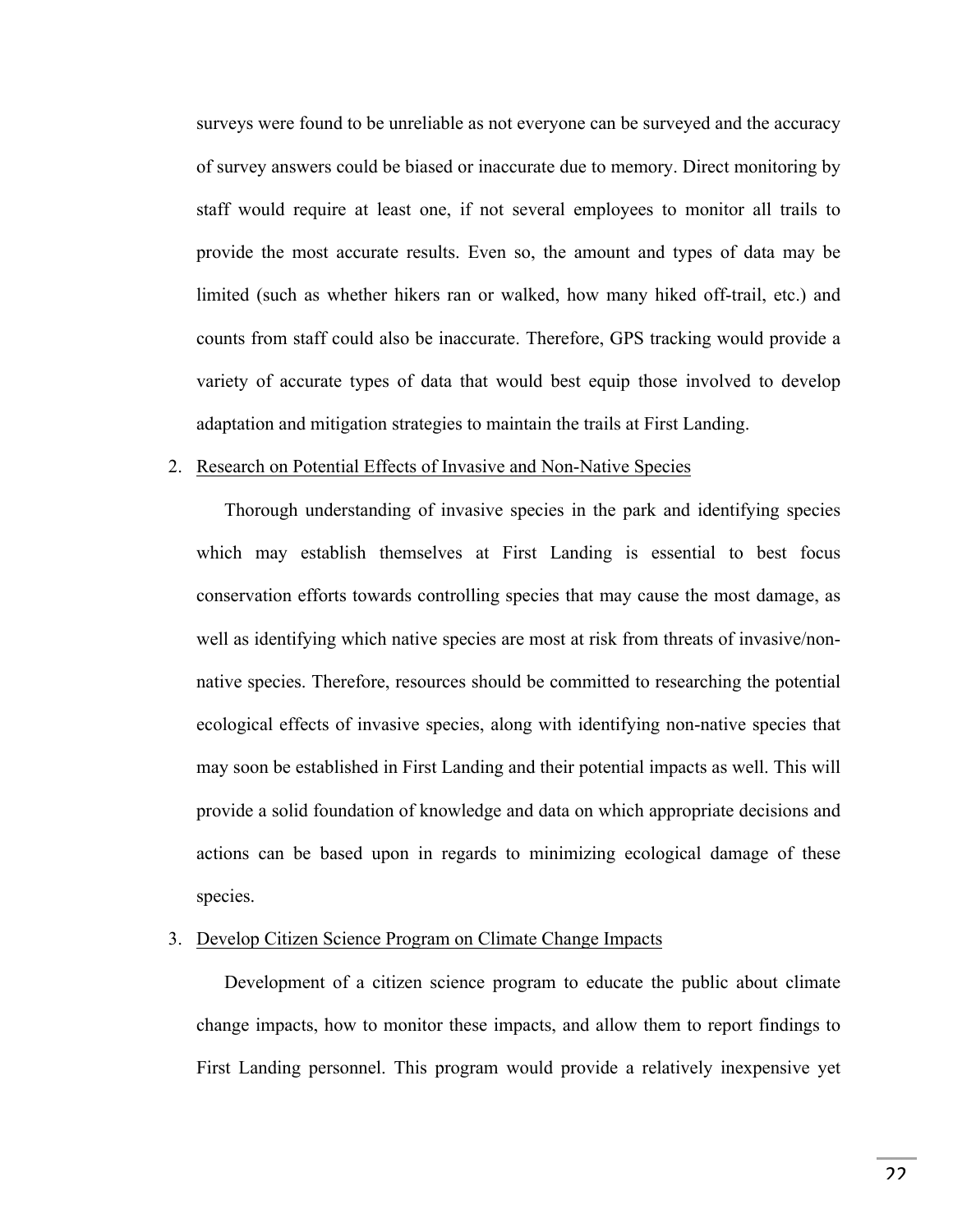surveys were found to be unreliable as not everyone can be surveyed and the accuracy of survey answers could be biased or inaccurate due to memory. Direct monitoring by staff would require at least one, if not several employees to monitor all trails to provide the most accurate results. Even so, the amount and types of data may be limited (such as whether hikers ran or walked, how many hiked off-trail, etc.) and counts from staff could also be inaccurate. Therefore, GPS tracking would provide a variety of accurate types of data that would best equip those involved to develop adaptation and mitigation strategies to maintain the trails at First Landing.

2. <u>Research on Potential Effects of Invasive and Non-Native Species</u>

   Thorough understanding of invasive species in the park and identifying species which may establish themselves at First Landing is essential to best focus conservation efforts towards controlling species that may cause the most damage, as well as identifying which native species are most at risk from threats of invasive/non-native species. Therefore, resources should be committed to researching the potential ecological effects of invasive species, along with identifying non-native species that may soon be established in First Landing and their potential impacts as well. This will provide a solid foundation of knowledge and data on which appropriate decisions and actions can be based upon in regards to minimizing ecological damage of these species.

3. <u>Develop Citizen Science Program on Climate Change Impacts</u>

   Development of a citizen science program to educate the public about climate change impacts, how to monitor these impacts, and allow them to report findings to First Landing personnel. This program would provide a relatively inexpensive yet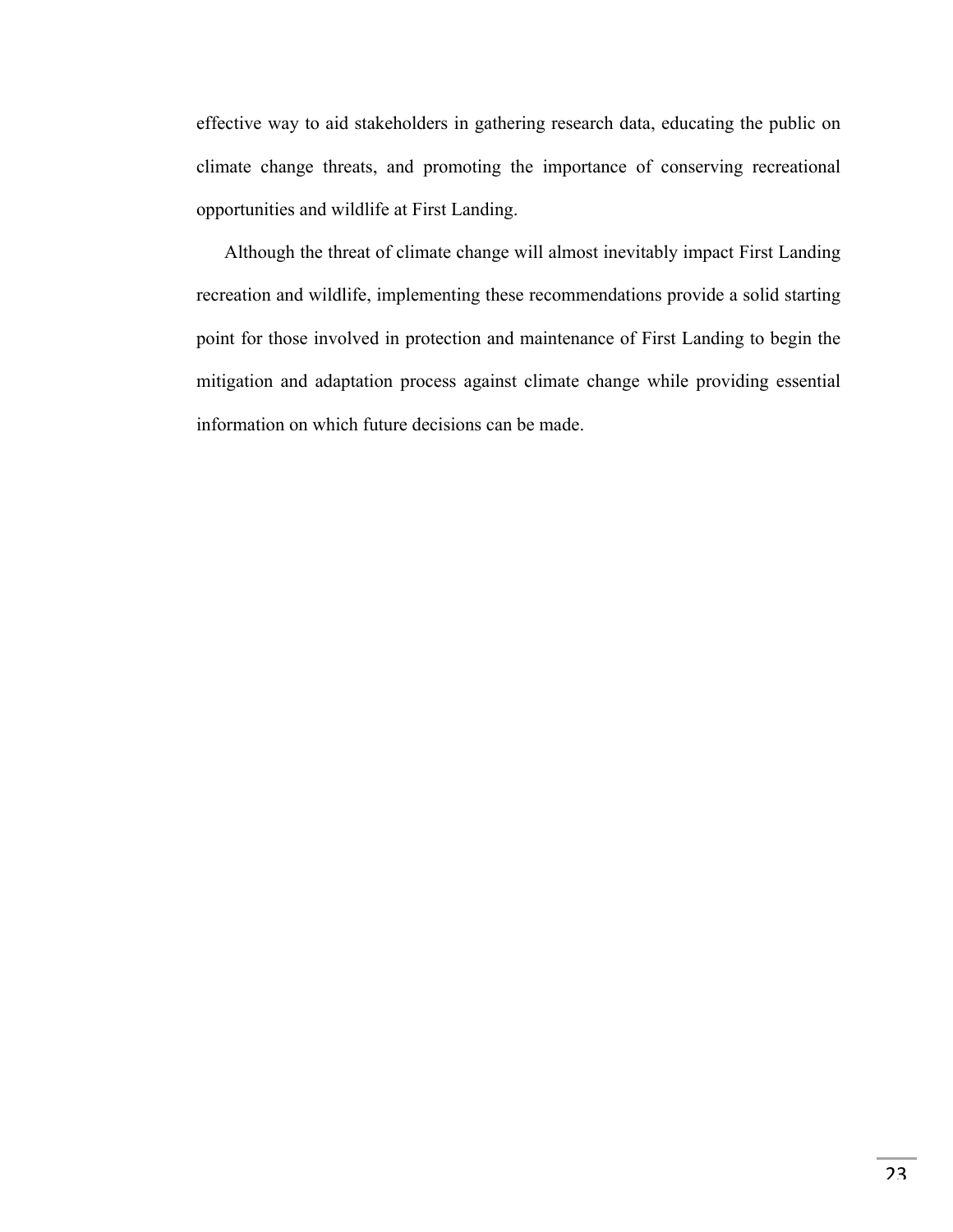effective way to aid stakeholders in gathering research data, educating the public on climate change threats, and promoting the importance of conserving recreational opportunities and wildlife at First Landing.

Although the threat of climate change will almost inevitably impact First Landing recreation and wildlife, implementing these recommendations provide a solid starting point for those involved in protection and maintenance of First Landing to begin the mitigation and adaptation process against climate change while providing essential information on which future decisions can be made.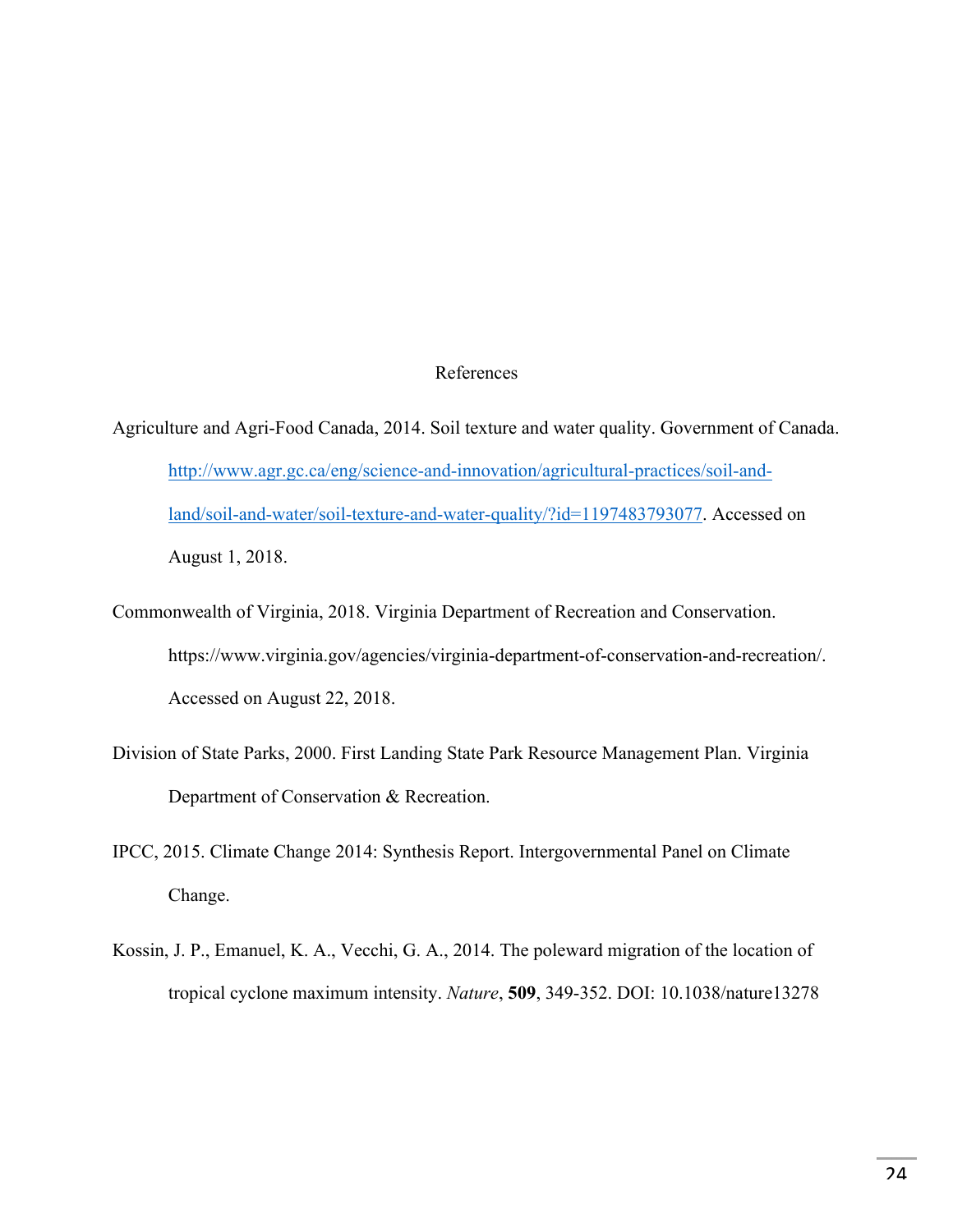# References

Agriculture and Agri-Food Canada, 2014. Soil texture and water quality. Government of Canada. http://www.agr.gc.ca/eng/science-and-innovation/agricultural-practices/soil-and-land/soil-and-water/soil-texture-and-water-quality/?id=1197483793077. Accessed on August 1, 2018.

Commonwealth of Virginia, 2018. Virginia Department of Recreation and Conservation. https://www.virginia.gov/agencies/virginia-department-of-conservation-and-recreation/. Accessed on August 22, 2018.

Division of State Parks, 2000. First Landing State Park Resource Management Plan. Virginia Department of Conservation & Recreation.

IPCC, 2015. Climate Change 2014: Synthesis Report. Intergovernmental Panel on Climate Change.

Kossin, J. P., Emanuel, K. A., Vecchi, G. A., 2014. The poleward migration of the location of tropical cyclone maximum intensity. *Nature*, **509**, 349-352. DOI: 10.1038/nature13278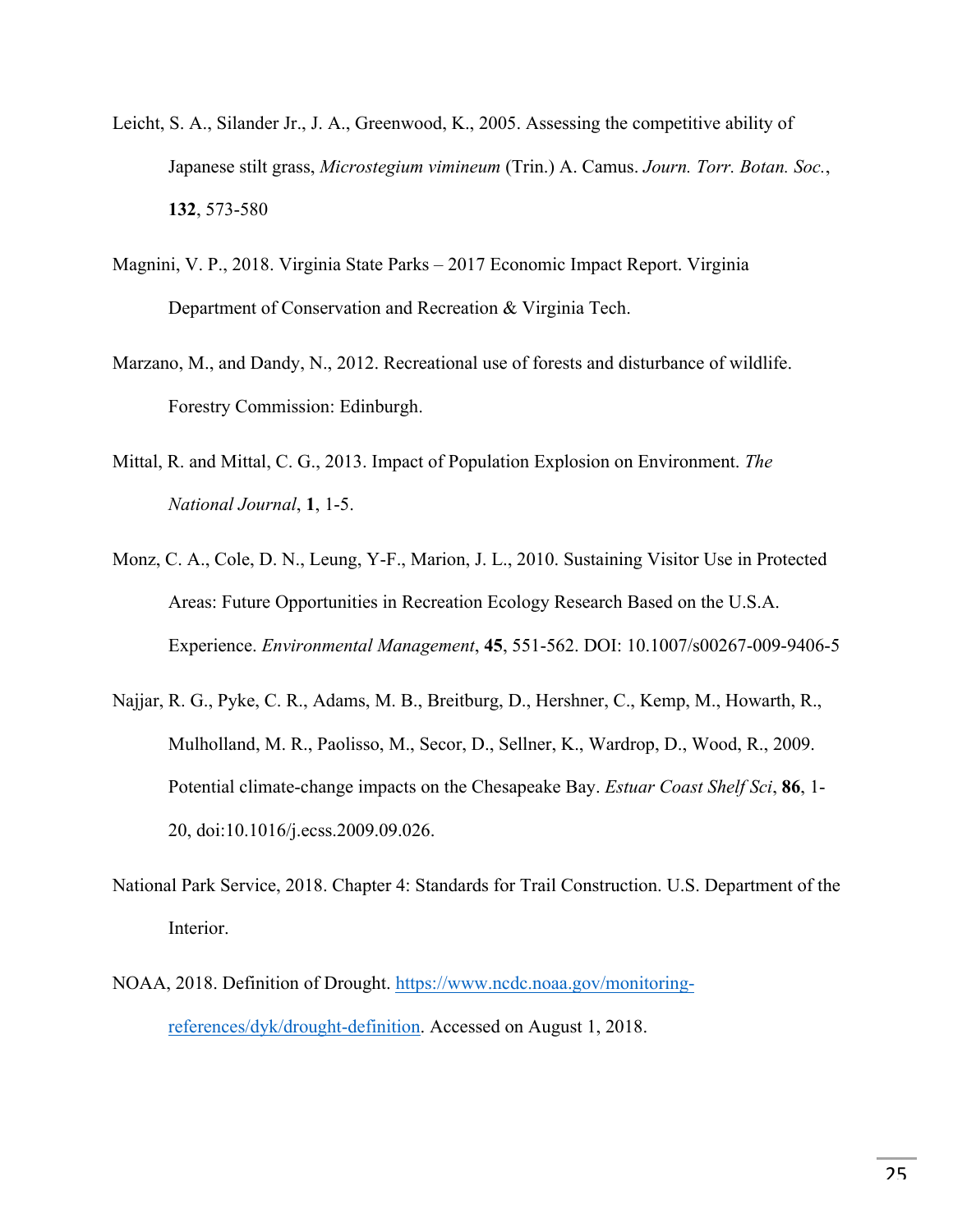Leicht, S. A., Silander Jr., J. A., Greenwood, K., 2005. Assessing the competitive ability of Japanese stilt grass, *Microstegium vimineum* (Trin.) A. Camus. *Journ. Torr. Botan. Soc.*, **132**, 573-580

Magnini, V. P., 2018. Virginia State Parks – 2017 Economic Impact Report. Virginia Department of Conservation and Recreation & Virginia Tech.

Marzano, M., and Dandy, N., 2012. Recreational use of forests and disturbance of wildlife. Forestry Commission: Edinburgh.

Mittal, R. and Mittal, C. G., 2013. Impact of Population Explosion on Environment. *The National Journal*, **1**, 1-5.

Monz, C. A., Cole, D. N., Leung, Y-F., Marion, J. L., 2010. Sustaining Visitor Use in Protected Areas: Future Opportunities in Recreation Ecology Research Based on the U.S.A. Experience. *Environmental Management*, **45**, 551-562. DOI: 10.1007/s00267-009-9406-5

Najjar, R. G., Pyke, C. R., Adams, M. B., Breitburg, D., Hershner, C., Kemp, M., Howarth, R., Mulholland, M. R., Paolisso, M., Secor, D., Sellner, K., Wardrop, D., Wood, R., 2009. Potential climate-change impacts on the Chesapeake Bay. *Estuar Coast Shelf Sci*, **86**, 1-20, doi:10.1016/j.ecss.2009.09.026.

National Park Service, 2018. Chapter 4: Standards for Trail Construction. U.S. Department of the Interior.

NOAA, 2018. Definition of Drought. https://www.ncdc.noaa.gov/monitoring-references/dyk/drought-definition. Accessed on August 1, 2018.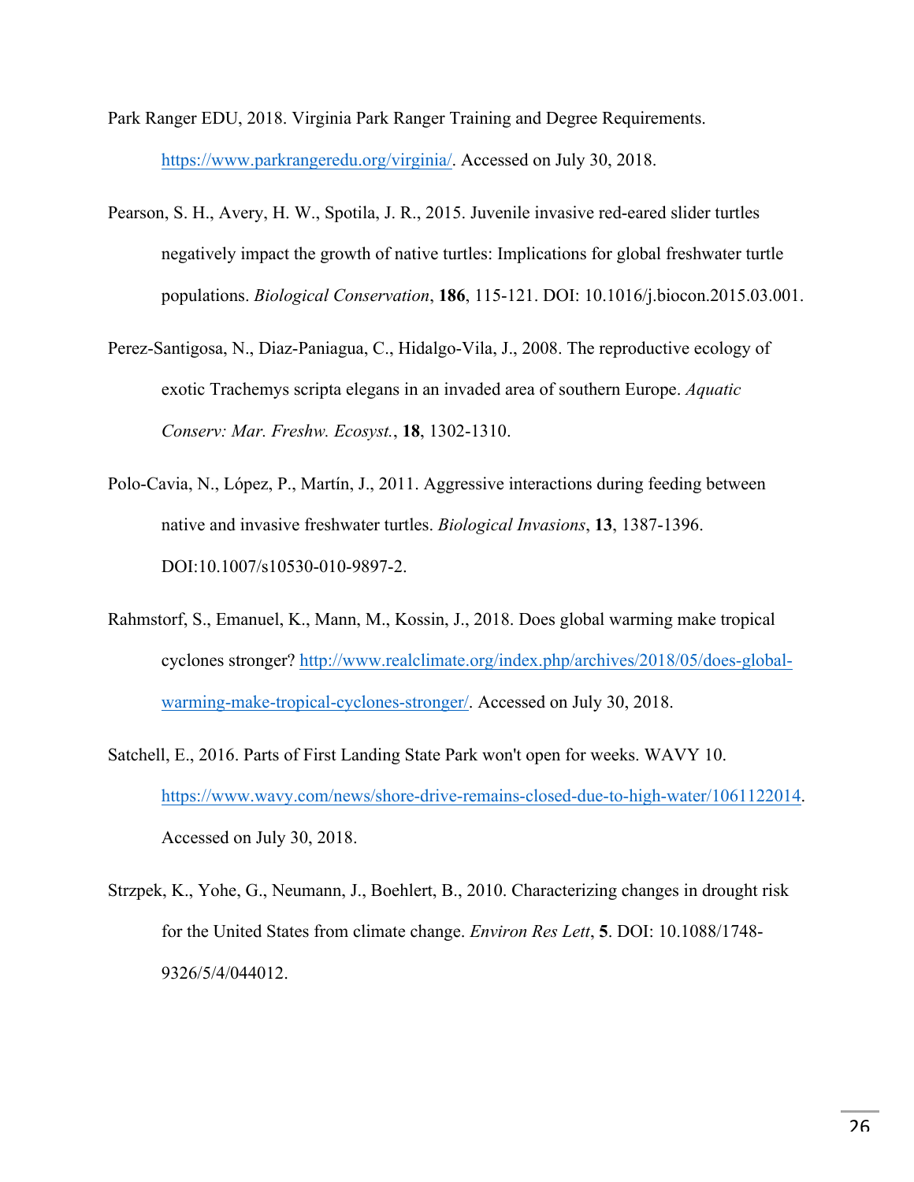Park Ranger EDU, 2018. Virginia Park Ranger Training and Degree Requirements. https://www.parkrangeredu.org/virginia/. Accessed on July 30, 2018.

Pearson, S. H., Avery, H. W., Spotila, J. R., 2015. Juvenile invasive red-eared slider turtles negatively impact the growth of native turtles: Implications for global freshwater turtle populations. *Biological Conservation*, **186**, 115-121. DOI: 10.1016/j.biocon.2015.03.001.

Perez-Santigosa, N., Diaz-Paniagua, C., Hidalgo-Vila, J., 2008. The reproductive ecology of exotic Trachemys scripta elegans in an invaded area of southern Europe. *Aquatic Conserv: Mar. Freshw. Ecosyst.*, **18**, 1302-1310.

Polo-Cavia, N., López, P., Martín, J., 2011. Aggressive interactions during feeding between native and invasive freshwater turtles. *Biological Invasions*, **13**, 1387-1396. DOI:10.1007/s10530-010-9897-2.

Rahmstorf, S., Emanuel, K., Mann, M., Kossin, J., 2018. Does global warming make tropical cyclones stronger? http://www.realclimate.org/index.php/archives/2018/05/does-global-warming-make-tropical-cyclones-stronger/. Accessed on July 30, 2018.

Satchell, E., 2016. Parts of First Landing State Park won't open for weeks. WAVY 10. https://www.wavy.com/news/shore-drive-remains-closed-due-to-high-water/1061122014. Accessed on July 30, 2018.

Strzpek, K., Yohe, G., Neumann, J., Boehlert, B., 2010. Characterizing changes in drought risk for the United States from climate change. *Environ Res Lett*, **5**. DOI: 10.1088/1748-9326/5/4/044012.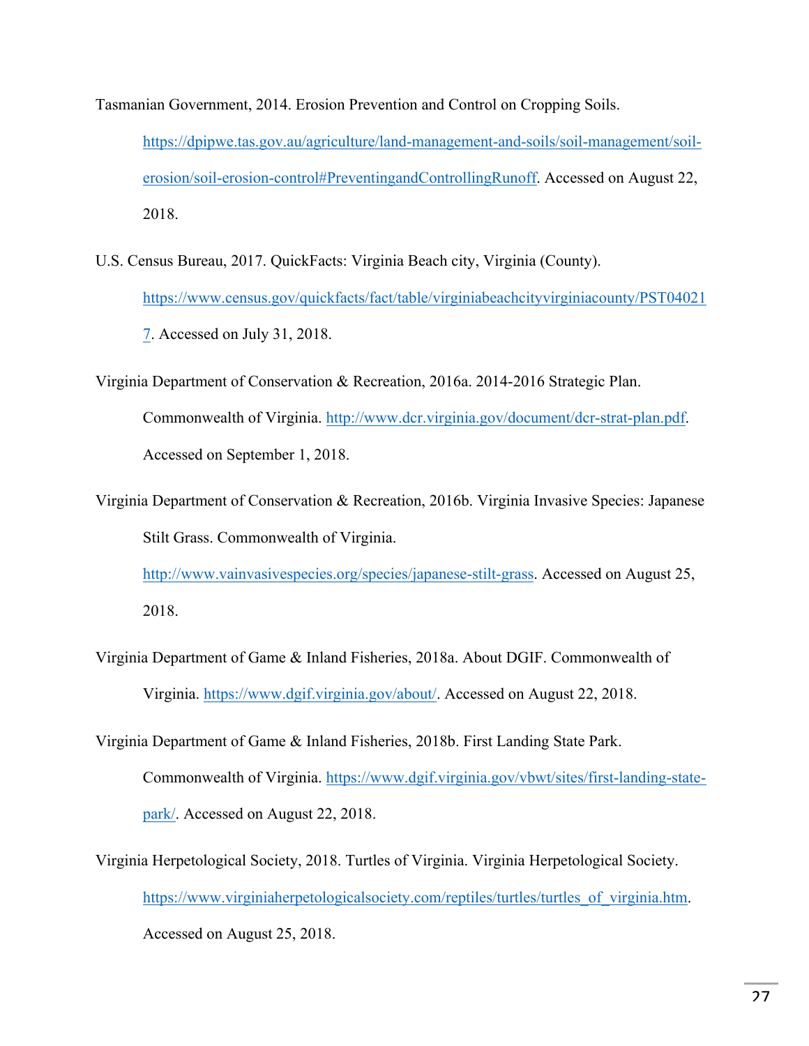Tasmanian Government, 2014. Erosion Prevention and Control on Cropping Soils. https://dpipwe.tas.gov.au/agriculture/land-management-and-soils/soil-management/soil-erosion/soil-erosion-control#PreventingandControllingRunoff. Accessed on August 22, 2018.

U.S. Census Bureau, 2017. QuickFacts: Virginia Beach city, Virginia (County). https://www.census.gov/quickfacts/fact/table/virginiabeachcityvirginiacounty/PST040217. Accessed on July 31, 2018.

Virginia Department of Conservation & Recreation, 2016a. 2014-2016 Strategic Plan. Commonwealth of Virginia. http://www.dcr.virginia.gov/document/dcr-strat-plan.pdf. Accessed on September 1, 2018.

Virginia Department of Conservation & Recreation, 2016b. Virginia Invasive Species: Japanese Stilt Grass. Commonwealth of Virginia. http://www.vainvasivespecies.org/species/japanese-stilt-grass. Accessed on August 25, 2018.

Virginia Department of Game & Inland Fisheries, 2018a. About DGIF. Commonwealth of Virginia. https://www.dgif.virginia.gov/about/. Accessed on August 22, 2018.

Virginia Department of Game & Inland Fisheries, 2018b. First Landing State Park. Commonwealth of Virginia. https://www.dgif.virginia.gov/vbwt/sites/first-landing-state-park/. Accessed on August 22, 2018.

Virginia Herpetological Society, 2018. Turtles of Virginia. Virginia Herpetological Society. https://www.virginiaherpetologicalsociety.com/reptiles/turtles/turtles_of_virginia.htm. Accessed on August 25, 2018.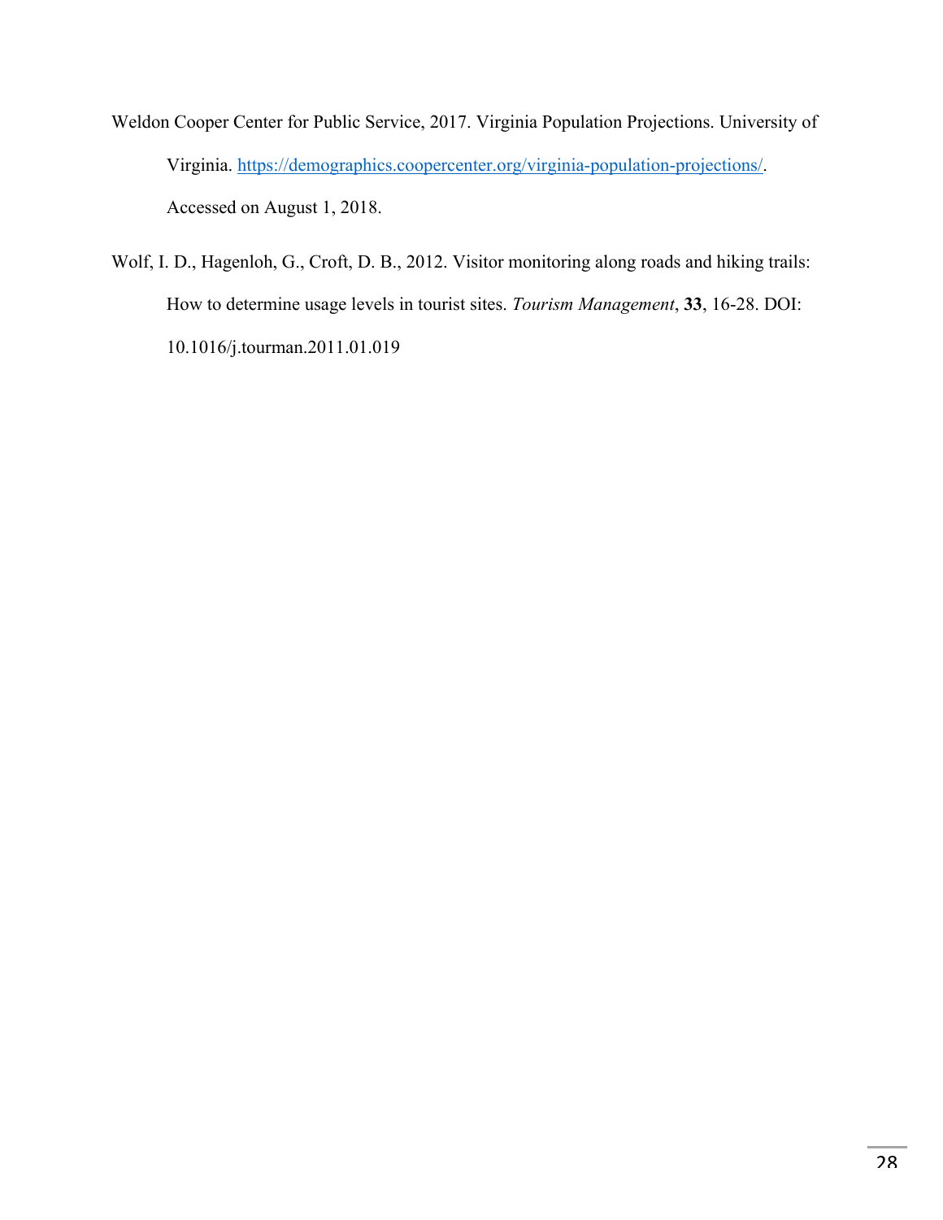Weldon Cooper Center for Public Service, 2017. Virginia Population Projections. University of Virginia. https://demographics.coopercenter.org/virginia-population-projections/. Accessed on August 1, 2018.

Wolf, I. D., Hagenloh, G., Croft, D. B., 2012. Visitor monitoring along roads and hiking trails: How to determine usage levels in tourist sites. *Tourism Management*, **33**, 16-28. DOI: 10.1016/j.tourman.2011.01.019